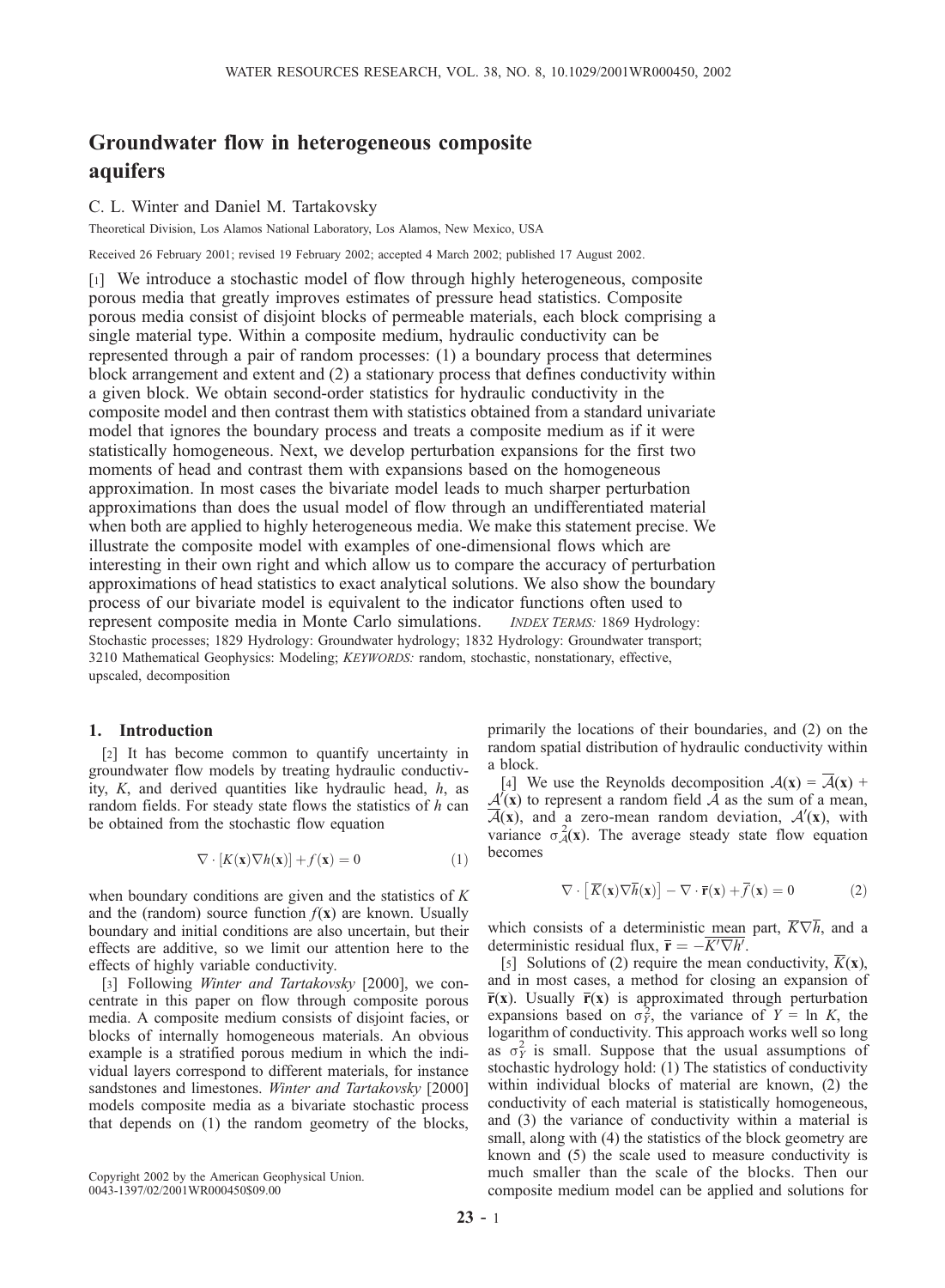# Groundwater flow in heterogeneous composite aquifers

C. L. Winter and Daniel M. Tartakovsky

Theoretical Division, Los Alamos National Laboratory, Los Alamos, New Mexico, USA

Received 26 February 2001; revised 19 February 2002; accepted 4 March 2002; published 17 August 2002.

[1] We introduce a stochastic model of flow through highly heterogeneous, composite porous media that greatly improves estimates of pressure head statistics. Composite porous media consist of disjoint blocks of permeable materials, each block comprising a single material type. Within a composite medium, hydraulic conductivity can be represented through a pair of random processes: (1) a boundary process that determines block arrangement and extent and (2) a stationary process that defines conductivity within a given block. We obtain second-order statistics for hydraulic conductivity in the composite model and then contrast them with statistics obtained from a standard univariate model that ignores the boundary process and treats a composite medium as if it were statistically homogeneous. Next, we develop perturbation expansions for the first two moments of head and contrast them with expansions based on the homogeneous approximation. In most cases the bivariate model leads to much sharper perturbation approximations than does the usual model of flow through an undifferentiated material when both are applied to highly heterogeneous media. We make this statement precise. We illustrate the composite model with examples of one-dimensional flows which are interesting in their own right and which allow us to compare the accuracy of perturbation approximations of head statistics to exact analytical solutions. We also show the boundary process of our bivariate model is equivalent to the indicator functions often used to represent composite media in Monte Carlo simulations. *INDEX TERMS:* 1869 Hydrology: Stochastic processes; 1829 Hydrology: Groundwater hydrology; 1832 Hydrology: Groundwater transport; 3210 Mathematical Geophysics: Modeling; *KEYWORDS:* random, stochastic, nonstationary, effective, upscaled, decomposition

## 1. Introduction

[2] It has become common to quantify uncertainty in groundwater flow models by treating hydraulic conductivity, $K$, and derived quantities like hydraulic head, $h$, as random fields. For steady state flows the statistics of $h$ can be obtained from the stochastic flow equation

$$\nabla \cdot [K(\mathbf{x})\nabla h(\mathbf{x})] + f(\mathbf{x}) = 0 \tag{1}$$

when boundary conditions are given and the statistics of $K$ and the (random) source function $f(\mathbf{x})$ are known. Usually boundary and initial conditions are also uncertain, but their effects are additive, so we limit our attention here to the effects of highly variable conductivity.

[3] Following *Winter and Tartakovsky* [2000], we concentrate in this paper on flow through composite porous media. A composite medium consists of disjoint facies, or blocks of internally homogeneous materials. An obvious example is a stratified porous medium in which the individual layers correspond to different materials, for instance sandstones and limestones. *Winter and Tartakovsky* [2000] models composite media as a bivariate stochastic process that depends on (1) the random geometry of the blocks, primarily the locations of their boundaries, and (2) on the random spatial distribution of hydraulic conductivity within a block.

[4] We use the Reynolds decomposition $\mathcal{A}(\mathbf{x}) = \overline{\mathcal{A}}(\mathbf{x}) + \mathcal{A}'(\mathbf{x})$ to represent a random field $\mathcal{A}$ as the sum of a mean, $\overline{\mathcal{A}}(\mathbf{x})$, and a zero-mean random deviation, $\mathcal{A}'(\mathbf{x})$, with variance $\sigma^2_{\mathcal{A}}(\mathbf{x})$. The average steady state flow equation becomes

$$\nabla \cdot \left[\overline{K}(\mathbf{x})\nabla \overline{h}(\mathbf{x})\right] - \nabla \cdot \overline{\mathbf{r}}(\mathbf{x}) + \overline{f}(\mathbf{x}) = 0 \tag{2}$$

which consists of a deterministic mean part, $\overline{K}\nabla\overline{h}$, and a deterministic residual flux, $\overline{\mathbf{r}} = -\overline{K'\nabla h'}$.

[5] Solutions of (2) require the mean conductivity, $\overline{K}(\mathbf{x})$, and in most cases, a method for closing an expansion of $\overline{\mathbf{r}}(\mathbf{x})$. Usually $\overline{\mathbf{r}}(\mathbf{x})$ is approximated through perturbation expansions based on $\sigma_Y^2$, the variance of $Y = \ln K$, the logarithm of conductivity. This approach works well so long as $\sigma_Y^2$ is small. Suppose that the usual assumptions of stochastic hydrology hold: (1) The statistics of conductivity within individual blocks of material are known, (2) the conductivity of each material is statistically homogeneous, and (3) the variance of conductivity within a material is small, along with (4) the statistics of the block geometry are known and (5) the scale used to measure conductivity is much smaller than the scale of the blocks. Then our composite medium model can be applied and solutions for

Copyright 2002 by the American Geophysical Union.
0043-1397/02/2001WR000450$09.00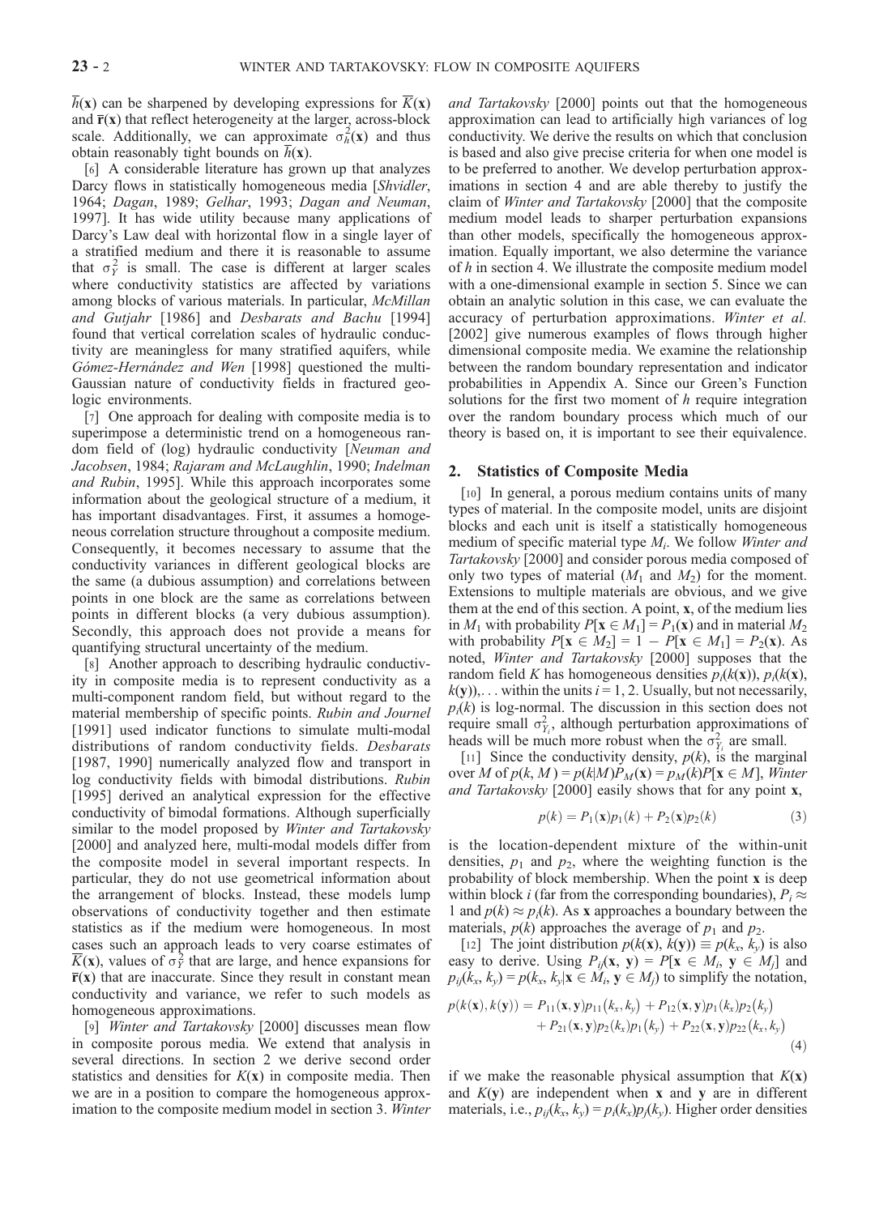$\overline{h}(\mathbf{x})$ can be sharpened by developing expressions for $\overline{K}(\mathbf{x})$ and $\overline{\mathbf{r}}(\mathbf{x})$ that reflect heterogeneity at the larger, across-block scale. Additionally, we can approximate $\sigma_h^2(\mathbf{x})$ and thus obtain reasonably tight bounds on $\overline{h}(\mathbf{x})$.

[6] A considerable literature has grown up that analyzes Darcy flows in statistically homogeneous media [*Shvidler*, 1964; *Dagan*, 1989; *Gelhar*, 1993; *Dagan and Neuman*, 1997]. It has wide utility because many applications of Darcy's Law deal with horizontal flow in a single layer of a stratified medium and there it is reasonable to assume that $\sigma_Y^2$ is small. The case is different at larger scales where conductivity statistics are affected by variations among blocks of various materials. In particular, *McMillan and Gutjahr* [1986] and *Desbarats and Bachu* [1994] found that vertical correlation scales of hydraulic conductivity are meaningless for many stratified aquifers, while *Gómez-Hernández and Wen* [1998] questioned the multi-Gaussian nature of conductivity fields in fractured geologic environments.

[7] One approach for dealing with composite media is to superimpose a deterministic trend on a homogeneous random field of (log) hydraulic conductivity [*Neuman and Jacobsen*, 1984; *Rajaram and McLaughlin*, 1990; *Indelman and Rubin*, 1995]. While this approach incorporates some information about the geological structure of a medium, it has important disadvantages. First, it assumes a homogeneous correlation structure throughout a composite medium. Consequently, it becomes necessary to assume that the conductivity variances in different geological blocks are the same (a dubious assumption) and correlations between points in one block are the same as correlations between points in different blocks (a very dubious assumption). Secondly, this approach does not provide a means for quantifying structural uncertainty of the medium.

[8] Another approach to describing hydraulic conductivity in composite media is to represent conductivity as a multi-component random field, but without regard to the material membership of specific points. *Rubin and Journel* [1991] used indicator functions to simulate multi-modal distributions of random conductivity fields. *Desbarats* [1987, 1990] numerically analyzed flow and transport in log conductivity fields with bimodal distributions. *Rubin* [1995] derived an analytical expression for the effective conductivity of bimodal formations. Although superficially similar to the model proposed by *Winter and Tartakovsky* [2000] and analyzed here, multi-modal models differ from the composite model in several important respects. In particular, they do not use geometrical information about the arrangement of blocks. Instead, these models lump observations of conductivity together and then estimate statistics as if the medium were homogeneous. In most cases such an approach leads to very coarse estimates of $\overline{K}(\mathbf{x})$, values of $\sigma_Y^2$ that are large, and hence expansions for $\overline{\mathbf{r}}(\mathbf{x})$ that are inaccurate. Since they result in constant mean conductivity and variance, we refer to such models as homogeneous approximations.

[9] *Winter and Tartakovsky* [2000] discusses mean flow in composite porous media. We extend that analysis in several directions. In section 2 we derive second order statistics and densities for $K(\mathbf{x})$ in composite media. Then we are in a position to compare the homogeneous approximation to the composite medium model in section 3. *Winter and Tartakovsky* [2000] points out that the homogeneous approximation can lead to artificially high variances of log conductivity. We derive the results on which that conclusion is based and also give precise criteria for when one model is to be preferred to another. We develop perturbation approximations in section 4 and are able thereby to justify the claim of *Winter and Tartakovsky* [2000] that the composite medium model leads to sharper perturbation expansions than other models, specifically the homogeneous approximation. Equally important, we also determine the variance of $h$ in section 4. We illustrate the composite medium model with a one-dimensional example in section 5. Since we can obtain an analytic solution in this case, we can evaluate the accuracy of perturbation approximations. *Winter et al.* [2002] give numerous examples of flows through higher dimensional composite media. We examine the relationship between the random boundary representation and indicator probabilities in Appendix A. Since our Green's Function solutions for the first two moment of $h$ require integration over the random boundary process which much of our theory is based on, it is important to see their equivalence.

## 2. Statistics of Composite Media

[10] In general, a porous medium contains units of many types of material. In the composite model, units are disjoint blocks and each unit is itself a statistically homogeneous medium of specific material type $M_i$. We follow *Winter and Tartakovsky* [2000] and consider porous media composed of only two types of material ($M_1$ and $M_2$) for the moment. Extensions to multiple materials are obvious, and we give them at the end of this section. A point, $\mathbf{x}$, of the medium lies in $M_1$ with probability $P[\mathbf{x} \in M_1] = P_1(\mathbf{x})$ and in material $M_2$ with probability $P[\mathbf{x} \in M_2] = 1 - P[\mathbf{x} \in M_1] = P_2(\mathbf{x})$. As noted, *Winter and Tartakovsky* [2000] supposes that the random field $K$ has homogeneous densities $p_i(k(\mathbf{x}))$, $p_i(k(\mathbf{x}), k(\mathbf{y}))$,... within the units $i = 1, 2$. Usually, but not necessarily, $p_i(k)$ is log-normal. The discussion in this section does not require small $\sigma_{Y_i}^2$, although perturbation approximations of heads will be much more robust when the $\sigma_{Y_i}^2$ are small.

[11] Since the conductivity density, $p(k)$, is the marginal over $M$ of $p(k, M) = p(k|M)P_M(\mathbf{x}) = p_M(k)P[\mathbf{x} \in M]$, *Winter and Tartakovsky* [2000] easily shows that for any point $\mathbf{x}$,

$$p(k) = P_1(\mathbf{x})p_1(k) + P_2(\mathbf{x})p_2(k) \tag{3}$$

is the location-dependent mixture of the within-unit densities, $p_1$ and $p_2$, where the weighting function is the probability of block membership. When the point $\mathbf{x}$ is deep within block $i$ (far from the corresponding boundaries), $P_i \approx 1$ and $p(k) \approx p_i(k)$. As $\mathbf{x}$ approaches a boundary between the materials, $p(k)$ approaches the average of $p_1$ and $p_2$.

[12] The joint distribution $p(k(\mathbf{x}), k(\mathbf{y})) \equiv p(k_x, k_y)$ is also easy to derive. Using $P_{ij}(\mathbf{x}, \mathbf{y}) = P[\mathbf{x} \in M_i, \mathbf{y} \in M_j]$ and $p_{ij}(k_x, k_y) = p(k_x, k_y|\mathbf{x} \in M_i, \mathbf{y} \in M_j)$ to simplify the notation,

$$\begin{aligned} p(k(\mathbf{x}), k(\mathbf{y})) = {} & P_{11}(\mathbf{x}, \mathbf{y})p_{11}(k_x, k_y) + P_{12}(\mathbf{x}, \mathbf{y})p_1(k_x)p_2(k_y) \\ & + P_{21}(\mathbf{x}, \mathbf{y})p_2(k_x)p_1(k_y) + P_{22}(\mathbf{x}, \mathbf{y})p_{22}(k_x, k_y) \end{aligned} \tag{4}$$

if we make the reasonable physical assumption that $K(\mathbf{x})$ and $K(\mathbf{y})$ are independent when $\mathbf{x}$ and $\mathbf{y}$ are in different materials, i.e., $p_{ij}(k_x, k_y) = p_i(k_x)p_j(k_y)$. Higher order densities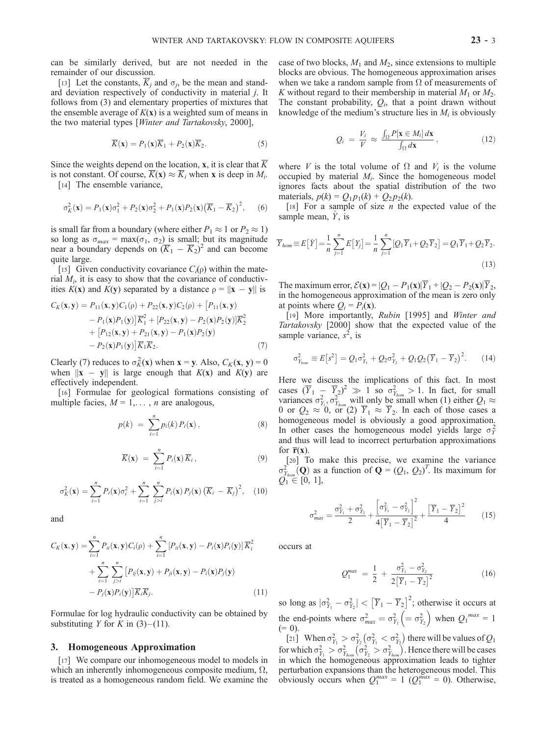can be similarly derived, but are not needed in the remainder of our discussion.

[13] Let the constants, $\overline{K}_j$ and $\sigma_j$, be the mean and standard deviation respectively of conductivity in material $j$. It follows from (3) and elementary properties of mixtures that the ensemble average of $K(\mathbf{x})$ is a weighted sum of means in the two material types [*Winter and Tartakovsky*, 2000],

$$\overline{K}(\mathbf{x}) = P_1(\mathbf{x})\overline{K}_1 + P_2(\mathbf{x})\overline{K}_2. \tag{5}$$

Since the weights depend on the location, $\mathbf{x}$, it is clear that $\overline{K}$ is not constant. Of course, $\overline{K}(\mathbf{x}) \approx \overline{K}_i$ when $\mathbf{x}$ is deep in $M_i$.

[14] The ensemble variance,

$$\sigma_K^2(\mathbf{x}) = P_1(\mathbf{x})\sigma_1^2 + P_2(\mathbf{x})\sigma_2^2 + P_1(\mathbf{x})P_2(\mathbf{x})\left(\overline{K}_1 - \overline{K}_2\right)^2, \tag{6}$$

is small far from a boundary (where either $P_1 \approx 1$ or $P_2 \approx 1$) so long as $\sigma_{max} = \max(\sigma_1, \sigma_2)$ is small; but its magnitude near a boundary depends on $(\overline{K}_1 - \overline{K}_2)^2$ and can become quite large.

[15] Given conductivity covariance $C_i(\rho)$ within the material $M_i$, it is easy to show that the covariance of conductivities $K(\mathbf{x})$ and $K(\mathbf{y})$ separated by a distance $\rho = \|\mathbf{x} - \mathbf{y}\|$ is

$$\begin{aligned} C_K(\mathbf{x},\mathbf{y}) = {} & P_{11}(\mathbf{x},\mathbf{y})C_1(\rho) + P_{22}(\mathbf{x},\mathbf{y})C_2(\rho) + \left[P_{11}(\mathbf{x},\mathbf{y}) \right. \\ & \left. - P_1(\mathbf{x})P_1(\mathbf{y})\right]\overline{K}_1^2 + \left[P_{22}(\mathbf{x},\mathbf{y}) - P_2(\mathbf{x})P_2(\mathbf{y})\right]\overline{K}_2^2 \\ & + \left[P_{12}(\mathbf{x},\mathbf{y}) + P_{21}(\mathbf{x},\mathbf{y}) - P_1(\mathbf{x})P_2(\mathbf{y}) \right. \\ & \left. - P_2(\mathbf{x})P_1(\mathbf{y})\right]\overline{K}_1\overline{K}_2. \end{aligned} \tag{7}$$

Clearly (7) reduces to $\sigma_K^2(\mathbf{x})$ when $\mathbf{x} = \mathbf{y}$. Also, $C_K(\mathbf{x}, \mathbf{y}) = 0$ when $\|\mathbf{x} - \mathbf{y}\|$ is large enough that $K(\mathbf{x})$ and $K(\mathbf{y})$ are effectively independent.

[16] Formulae for geological formations consisting of multiple facies, $M = 1,\ldots, n$ are analogous,

$$p(k) = \sum_{i=1}^{n} p_i(k)\, P_i(\mathbf{x}), \tag{8}$$

$$\overline{K}(\mathbf{x}) = \sum_{i=1}^{n} P_i(\mathbf{x})\, \overline{K}_i, \tag{9}$$

$$\sigma_K^2(\mathbf{x}) = \sum_{i=1}^{n} P_i(\mathbf{x})\sigma_i^2 + \sum_{i=1}^{n}\sum_{j>i}^{n} P_i(\mathbf{x})P_j(\mathbf{x})\left(\overline{K}_i - \overline{K}_j\right)^2, \tag{10}$$

and

$$\begin{aligned} C_K(\mathbf{x},\mathbf{y}) = {} & \sum_{i=1}^{n} P_{ii}(\mathbf{x},\mathbf{y})C_i(\rho) + \sum_{i=1}^{n}\left[P_{ii}(\mathbf{x},\mathbf{y}) - P_i(\mathbf{x})P_i(\mathbf{y})\right]\overline{K}_i^2 \\ & + \sum_{i=1}^{n}\sum_{j>i}^{n}\left[P_{ij}(\mathbf{x},\mathbf{y}) + P_{ji}(\mathbf{x},\mathbf{y}) - P_i(\mathbf{x})P_j(\mathbf{y}) \right. \\ & \left. - P_j(\mathbf{x})P_i(\mathbf{y})\right]\overline{K}_i\overline{K}_j. \end{aligned} \tag{11}$$

Formulae for log hydraulic conductivity can be obtained by substituting $Y$ for $K$ in (3)–(11).

## 3. Homogeneous Approximation

[17] We compare our inhomogeneous model to models in which an inherently inhomogeneous composite medium, $\Omega$, is treated as a homogeneous random field. We examine the case of two blocks, $M_1$ and $M_2$, since extensions to multiple blocks are obvious. The homogeneous approximation arises when we take a random sample from $\Omega$ of measurements of $K$ without regard to their membership in material $M_1$ or $M_2$. The constant probability, $Q_i$, that a point drawn without knowledge of the medium's structure lies in $M_i$ is obviously

$$Q_i = \frac{V_i}{V} \approx \frac{\int_\Omega P[\mathbf{x} \in M_i]\, d\mathbf{x}}{\int_\Omega d\mathbf{x}}, \tag{12}$$

where $V$ is the total volume of $\Omega$ and $V_i$ is the volume occupied by material $M_i$. Since the homogeneous model ignores facts about the spatial distribution of the two materials, $p(k) = Q_1p_1(k) + Q_2p_2(k)$.

[18] For a sample of size $n$ the expected value of the sample mean, $\hat{Y}$, is

$$\overline{Y}_{hom} \equiv E\left[\hat{Y}\right] = \frac{1}{n}\sum_{j=1}^{n} E\left[Y_j\right] = \frac{1}{n}\sum_{j=1}^{n}\left[Q_1\overline{Y}_1 + Q_2\overline{Y}_2\right] = Q_1\overline{Y}_1 + Q_2\overline{Y}_2. \tag{13}$$

The maximum error, $\mathcal{E}(\mathbf{x}) = |Q_1 - P_1(\mathbf{x})|\overline{Y}_1 + |Q_2 - P_2(\mathbf{x})|\overline{Y}_2$, in the homogeneous approximation of the mean is zero only at points where $Q_i = P_i(\mathbf{x})$.

[19] More importantly, *Rubin* [1995] and *Winter and Tartakovsky* [2000] show that the expected value of the sample variance, $s^2$, is

$$\sigma_{Y_{hom}}^2 \equiv E\left[s^2\right] = Q_1\sigma_{Y_1}^2 + Q_2\sigma_{Y_2}^2 + Q_1Q_2\left(\overline{Y}_1 - \overline{Y}_2\right)^2. \tag{14}$$

Here we discuss the implications of this fact. In most cases $(\overline{Y}_1 - \overline{Y}_2)^2 \gg 1$ so $\sigma_{Y_{hom}}^2 > 1$. In fact, for small variances $\sigma_{Y_i}^2, \sigma_{Y_{hom}}^2$ will only be small when (1) either $Q_1 \approx 0$ or $Q_2 \approx 0$, or (2) $\overline{Y}_1 \approx \overline{Y}_2$. In each of those cases a homogeneous model is obviously a good approximation. In other cases the homogeneous model yields large $\sigma_Y^2$ and thus will lead to incorrect perturbation approximations for $\overline{\mathbf{r}}(\mathbf{x})$.

[20] To make this precise, we examine the variance $\sigma_{Y_{hom}}^2(\mathbf{Q})$ as a function of $\mathbf{Q} = (Q_1, Q_2)^T$. Its maximum for $Q_1 \in [0, 1]$,

$$\sigma_{max}^2 = \frac{\sigma_{Y_1}^2 + \sigma_{Y_2}^2}{2} + \frac{\left[\sigma_{Y_1}^2 - \sigma_{Y_2}^2\right]^2}{4\left[\overline{Y}_1 - \overline{Y}_2\right]^2} + \frac{\left[\overline{Y}_1 - \overline{Y}_2\right]^2}{4} \tag{15}$$

occurs at

$$Q_1^{max} = \frac{1}{2} + \frac{\sigma_{Y_1}^2 - \sigma_{Y_2}^2}{2\left[\overline{Y}_1 - \overline{Y}_2\right]^2} \tag{16}$$

so long as $|\sigma_{Y_1}^2 - \sigma_{Y_2}^2| < \left[\overline{Y}_1 - \overline{Y}_2\right]^2$; otherwise it occurs at the end-points where $\sigma_{max}^2 = \sigma_{Y_1}^2 \left(= \sigma_{Y_2}^2\right)$ when $Q_1^{max} = 1$ ($= 0$).

[21] When $\sigma_{Y_1}^2 > \sigma_{Y_2}^2 \left(\sigma_{Y_1}^2 < \sigma_{Y_2}^2\right)$ there will be values of $Q_1$ for which $\sigma_{Y_1}^2 > \sigma_{Y_{hom}}^2 \left(\sigma_{Y_2}^2 > \sigma_{Y_{hom}}^2\right)$. Hence there will be cases in which the homogeneous approximation leads to tighter perturbation expansions than the heterogeneous model. This obviously occurs when $Q_1^{max} = 1$ ($Q_1^{max} = 0$). Otherwise,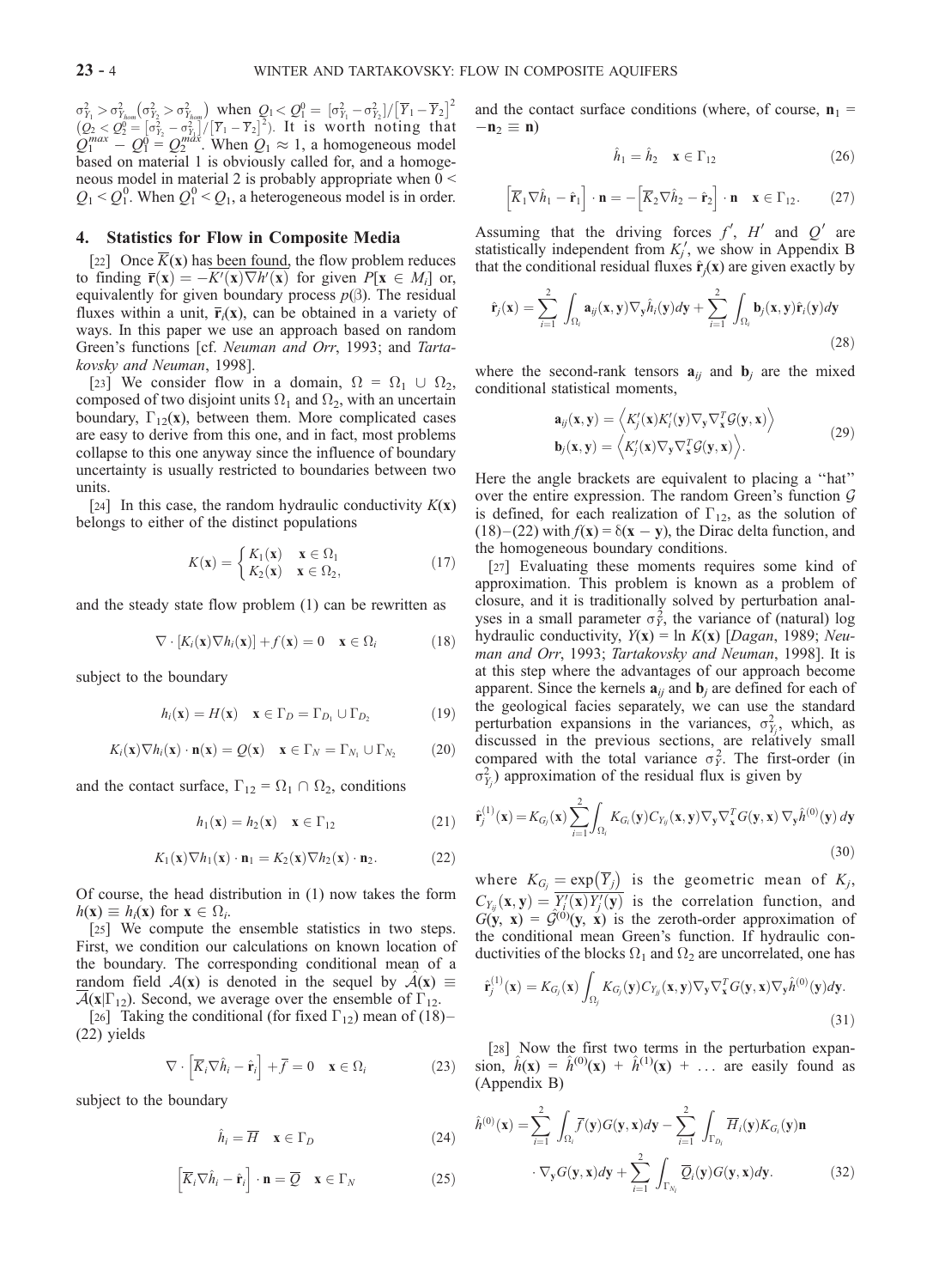$\sigma^2_{Y_1} > \sigma^2_{Y_{hom}} \left(\sigma^2_{Y_2} > \sigma^2_{Y_{hom}}\right)$ when $Q_1 < Q_1^0 = [\sigma^2_{Y_1} - \sigma^2_{Y_2}]/[\overline{Y}_1 - \overline{Y}_2]^2$ $(Q_2 < Q_2^0 = [\sigma^2_{Y_2} - \sigma^2_{Y_1}]/[\overline{Y}_1 - \overline{Y}_2]^2)$. It is worth noting that $Q_1^{max} - Q_1^0 = Q_2^{max}$. When $Q_1 \approx 1$, a homogeneous model based on material 1 is obviously called for, and a homogeneous model in material 2 is probably appropriate when $0 < Q_1 < Q_1^0$. When $Q_1^0 < Q_1$, a heterogeneous model is in order.

## 4. Statistics for Flow in Composite Media

[22] Once $\overline{K}(\mathbf{x})$ has been found, the flow problem reduces to finding $\overline{\mathbf{r}}(\mathbf{x}) = -\overline{K'(\mathbf{x})\nabla h'(\mathbf{x})}$ for given $P[\mathbf{x} \in M_i]$ or, equivalently for given boundary process $p(\beta)$. The residual fluxes within a unit, $\overline{\mathbf{r}}_i(\mathbf{x})$, can be obtained in a variety of ways. In this paper we use an approach based on random Green's functions [cf. *Neuman and Orr*, 1993; and *Tartakovsky and Neuman*, 1998].

[23] We consider flow in a domain, $\Omega = \Omega_1 \cup \Omega_2$, composed of two disjoint units $\Omega_1$ and $\Omega_2$, with an uncertain boundary, $\Gamma_{12}(\mathbf{x})$, between them. More complicated cases are easy to derive from this one, and in fact, most problems collapse to this one anyway since the influence of boundary uncertainty is usually restricted to boundaries between two units.

[24] In this case, the random hydraulic conductivity $K(\mathbf{x})$ belongs to either of the distinct populations

$$K(\mathbf{x}) = \begin{cases} K_1(\mathbf{x}) & \mathbf{x} \in \Omega_1 \\ K_2(\mathbf{x}) & \mathbf{x} \in \Omega_2, \end{cases} \tag{17}$$

and the steady state flow problem (1) can be rewritten as

$$\nabla \cdot [K_i(\mathbf{x})\nabla h_i(\mathbf{x})] + f(\mathbf{x}) = 0 \quad \mathbf{x} \in \Omega_i \tag{18}$$

subject to the boundary

$$h_i(\mathbf{x}) = H(\mathbf{x}) \quad \mathbf{x} \in \Gamma_D = \Gamma_{D_1} \cup \Gamma_{D_2} \tag{19}$$

$$K_i(\mathbf{x})\nabla h_i(\mathbf{x}) \cdot \mathbf{n}(\mathbf{x}) = Q(\mathbf{x}) \quad \mathbf{x} \in \Gamma_N = \Gamma_{N_1} \cup \Gamma_{N_2} \tag{20}$$

and the contact surface, $\Gamma_{12} = \Omega_1 \cap \Omega_2$, conditions

$$h_1(\mathbf{x}) = h_2(\mathbf{x}) \quad \mathbf{x} \in \Gamma_{12} \tag{21}$$

$$K_1(\mathbf{x})\nabla h_1(\mathbf{x}) \cdot \mathbf{n}_1 = K_2(\mathbf{x})\nabla h_2(\mathbf{x}) \cdot \mathbf{n}_2. \tag{22}$$

Of course, the head distribution in (1) now takes the form $h(\mathbf{x}) \equiv h_i(\mathbf{x})$ for $\mathbf{x} \in \Omega_i$.

[25] We compute the ensemble statistics in two steps. First, we condition our calculations on known location of the boundary. The corresponding conditional mean of a random field $\mathcal{A}(\mathbf{x})$ is denoted in the sequel by $\hat{\mathcal{A}}(\mathbf{x}) \equiv \overline{\mathcal{A}}(\mathbf{x}|\Gamma_{12})$. Second, we average over the ensemble of $\Gamma_{12}$.

[26] Taking the conditional (for fixed $\Gamma_{12}$) mean of (18)–(22) yields

$$\nabla \cdot \left[\overline{K}_i \nabla \hat{h}_i - \hat{\mathbf{r}}_i\right] + \overline{f} = 0 \quad \mathbf{x} \in \Omega_i \tag{23}$$

subject to the boundary

$$\hat{h}_i = \overline{H} \quad \mathbf{x} \in \Gamma_D \tag{24}$$

$$\left[\overline{K}_i \nabla \hat{h}_i - \hat{\mathbf{r}}_i\right] \cdot \mathbf{n} = \overline{Q} \quad \mathbf{x} \in \Gamma_N \tag{25}$$

and the contact surface conditions (where, of course, $\mathbf{n}_1 = -\mathbf{n}_2 \equiv \mathbf{n}$)

$$\hat{h}_1 = \hat{h}_2 \quad \mathbf{x} \in \Gamma_{12} \tag{26}$$

$$\left[\overline{K}_1 \nabla \hat{h}_1 - \hat{\mathbf{r}}_1\right] \cdot \mathbf{n} = -\left[\overline{K}_2 \nabla \hat{h}_2 - \hat{\mathbf{r}}_2\right] \cdot \mathbf{n} \quad \mathbf{x} \in \Gamma_{12}. \tag{27}$$

Assuming that the driving forces $f'$, $H'$ and $Q'$ are statistically independent from $K_j'$, we show in Appendix B that the conditional residual fluxes $\hat{\mathbf{r}}_j(\mathbf{x})$ are given exactly by

$$\hat{\mathbf{r}}_j(\mathbf{x}) = \sum_{i=1}^{2} \int_{\Omega_i} \mathbf{a}_{ij}(\mathbf{x}, \mathbf{y}) \nabla_\mathbf{y} \hat{h}_i(\mathbf{y}) d\mathbf{y} + \sum_{i=1}^{2} \int_{\Omega_i} \mathbf{b}_j(\mathbf{x}, \mathbf{y}) \hat{\mathbf{r}}_i(\mathbf{y}) d\mathbf{y} \tag{28}$$

where the second-rank tensors $\mathbf{a}_{ij}$ and $\mathbf{b}_j$ are the mixed conditional statistical moments,

$$\begin{aligned} \mathbf{a}_{ij}(\mathbf{x}, \mathbf{y}) &= \left\langle K_j'(\mathbf{x}) K_i'(\mathbf{y}) \nabla_\mathbf{y} \nabla_\mathbf{x}^T \mathcal{G}(\mathbf{y}, \mathbf{x}) \right\rangle \\ \mathbf{b}_j(\mathbf{x}, \mathbf{y}) &= \left\langle K_j'(\mathbf{x}) \nabla_\mathbf{y} \nabla_\mathbf{x}^T \mathcal{G}(\mathbf{y}, \mathbf{x}) \right\rangle. \end{aligned} \tag{29}$$

Here the angle brackets are equivalent to placing a "hat" over the entire expression. The random Green's function $\mathcal{G}$ is defined, for each realization of $\Gamma_{12}$, as the solution of (18)–(22) with $f(\mathbf{x}) = \delta(\mathbf{x} - \mathbf{y})$, the Dirac delta function, and the homogeneous boundary conditions.

[27] Evaluating these moments requires some kind of approximation. This problem is known as a problem of closure, and it is traditionally solved by perturbation analyses in a small parameter $\sigma_Y^2$, the variance of (natural) log hydraulic conductivity, $Y(\mathbf{x}) = \ln K(\mathbf{x})$ [*Dagan*, 1989; *Neuman and Orr*, 1993; *Tartakovsky and Neuman*, 1998]. It is at this step where the advantages of our approach become apparent. Since the kernels $\mathbf{a}_{ij}$ and $\mathbf{b}_j$ are defined for each of the geological facies separately, we can use the standard perturbation expansions in the variances, $\sigma^2_{Y_j}$, which, as discussed in the previous sections, are relatively small compared with the total variance $\sigma_Y^2$. The first-order (in $\sigma^2_{Y_j}$) approximation of the residual flux is given by

$$\hat{\mathbf{r}}_j^{(1)}(\mathbf{x}) = K_{G_j}(\mathbf{x}) \sum_{i=1}^{2} \int_{\Omega_i} K_{G_i}(\mathbf{y}) C_{Y_{ij}}(\mathbf{x}, \mathbf{y}) \nabla_\mathbf{y} \nabla_\mathbf{x}^T G(\mathbf{y}, \mathbf{x}) \nabla_\mathbf{y} \hat{h}^{(0)}(\mathbf{y})\, d\mathbf{y} \tag{30}$$

where $K_{G_j} = \exp(\overline{Y}_j)$ is the geometric mean of $K_j$, $C_{Y_{ij}}(\mathbf{x}, \mathbf{y}) = \overline{Y_i'(\mathbf{x}) Y_j'(\mathbf{y})}$ is the correlation function, and $G(\mathbf{y}, \mathbf{x}) = \hat{\mathcal{G}}^{(0)}(\mathbf{y}, \mathbf{x})$ is the zeroth-order approximation of the conditional mean Green's function. If hydraulic conductivities of the blocks $\Omega_1$ and $\Omega_2$ are uncorrelated, one has

$$\hat{\mathbf{r}}_j^{(1)}(\mathbf{x}) = K_{G_j}(\mathbf{x}) \int_{\Omega_j} K_{G_j}(\mathbf{y}) C_{Y_{jj}}(\mathbf{x}, \mathbf{y}) \nabla_\mathbf{y} \nabla_\mathbf{x}^T G(\mathbf{y}, \mathbf{x}) \nabla_\mathbf{y} \hat{h}^{(0)}(\mathbf{y}) d\mathbf{y}. \tag{31}$$

[28] Now the first two terms in the perturbation expansion, $\hat{h}(\mathbf{x}) = \hat{h}^{(0)}(\mathbf{x}) + \hat{h}^{(1)}(\mathbf{x}) + \ldots$ are easily found as (Appendix B)

$$\begin{aligned} \hat{h}^{(0)}(\mathbf{x}) = &\sum_{i=1}^{2} \int_{\Omega_i} \overline{f}(\mathbf{y}) G(\mathbf{y}, \mathbf{x}) d\mathbf{y} - \sum_{i=1}^{2} \int_{\Gamma_{D_i}} \overline{H}_i(\mathbf{y}) K_{G_i}(\mathbf{y}) \mathbf{n} \\ &\cdot \nabla_\mathbf{y} G(\mathbf{y}, \mathbf{x}) d\mathbf{y} + \sum_{i=1}^{2} \int_{\Gamma_{N_i}} \overline{Q}_i(\mathbf{y}) G(\mathbf{y}, \mathbf{x}) d\mathbf{y}. \end{aligned} \tag{32}$$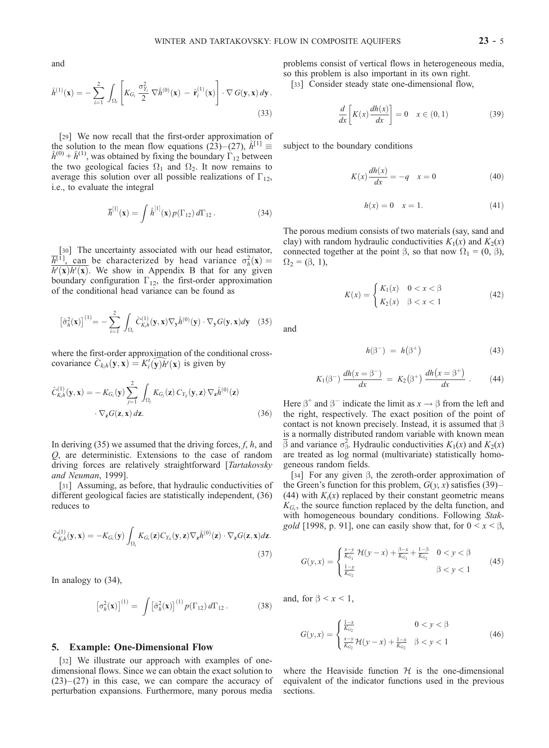and

$$\hat{h}^{(1)}(\mathbf{x}) = -\sum_{i=1}^{2} \int_{\Omega_i} \left[ K_{G_i} \frac{\sigma_{Y_i}^2}{2} \nabla \hat{h}^{(0)}(\mathbf{x}) - \hat{\mathbf{r}}_i^{(1)}(\mathbf{x}) \right] \cdot \nabla G(\mathbf{y}, \mathbf{x})\, d\mathbf{y}\,. \tag{33}$$

[29] We now recall that the first-order approximation of the solution to the mean flow equations (23)–(27), $\hat{h}^{[1]} \equiv \hat{h}^{(0)} + \hat{h}^{(1)}$, was obtained by fixing the boundary $\Gamma_{12}$ between the two geological facies $\Omega_1$ and $\Omega_2$. It now remains to average this solution over all possible realizations of $\Gamma_{12}$, i.e., to evaluate the integral

$$\overline{h}^{[1]}(\mathbf{x}) = \int \hat{h}^{[1]}(\mathbf{x}) p(\Gamma_{12})\, d\Gamma_{12}\,. \tag{34}$$

[30] The uncertainty associated with our head estimator, $\overline{h^{[1]}}$, can be characterized by head variance $\sigma_h^2(\mathbf{x}) = \overline{h'(\mathbf{x})h'(\mathbf{x})}$. We show in Appendix B that for any given boundary configuration $\Gamma_{12}$, the first-order approximation of the conditional head variance can be found as

$$\left[\hat{\sigma}_h^2(\mathbf{x})\right]^{(1)} = -\sum_{i=1}^{2} \int_{\Omega_i} \hat{C}_{K_i h}^{(1)}(\mathbf{y}, \mathbf{x}) \nabla_{\mathbf{y}} \hat{h}^{(0)}(\mathbf{y}) \cdot \nabla_{\mathbf{y}} G(\mathbf{y}, \mathbf{x}) d\mathbf{y} \tag{35}$$

where the first-order approximation of the conditional cross-covariance $\hat{C}_{k_i h}(\mathbf{y}, \mathbf{x}) = \widehat{K_i'(\mathbf{y}) h'(\mathbf{x})}$ is given by

$$\hat{C}_{K_i h}^{(1)}(\mathbf{y}, \mathbf{x}) = -K_{G_i}(\mathbf{y}) \sum_{j=1}^{2} \int_{\Omega_j} K_{G_j}(\mathbf{z})\, C_{Y_{ij}}(\mathbf{y}, \mathbf{z})\, \nabla_{\mathbf{z}} \hat{h}^{(0)}(\mathbf{z}) \cdot \nabla_{\mathbf{z}} G(\mathbf{z}, \mathbf{x})\, d\mathbf{z}. \tag{36}$$

In deriving (35) we assumed that the driving forces, $f$, $h$, and $Q$, are deterministic. Extensions to the case of random driving forces are relatively straightforward [*Tartakovsky and Neuman*, 1999].

[31] Assuming, as before, that hydraulic conductivities of different geological facies are statistically independent, (36) reduces to

$$\hat{C}_{K_i h}^{(1)}(\mathbf{y}, \mathbf{x}) = -K_{G_i}(\mathbf{y}) \int_{\Omega_i} K_{G_i}(\mathbf{z}) C_{Y_{ii}}(\mathbf{y}, \mathbf{z}) \nabla_{\mathbf{z}} \hat{h}^{(0)}(\mathbf{z}) \cdot \nabla_{\mathbf{z}} G(\mathbf{z}, \mathbf{x}) d\mathbf{z}. \tag{37}$$

In analogy to (34),

$$\left[\sigma_h^2(\mathbf{x})\right]^{(1)} = \int \left[\hat{\sigma}_h^2(\mathbf{x})\right]^{(1)} p(\Gamma_{12})\, d\Gamma_{12}\,. \tag{38}$$

## 5. Example: One-Dimensional Flow

[32] We illustrate our approach with examples of one-dimensional flows. Since we can obtain the exact solution to (23)–(27) in this case, we can compare the accuracy of perturbation expansions. Furthermore, many porous media problems consist of vertical flows in heterogeneous media, so this problem is also important in its own right.

[33] Consider steady state one-dimensional flow,

$$\frac{d}{dx}\left[K(x)\frac{dh(x)}{dx}\right] = 0 \quad x \in (0, 1) \tag{39}$$

subject to the boundary conditions

$$K(x)\frac{dh(x)}{dx} = -q \quad x = 0 \tag{40}$$

$$h(x) = 0 \quad x = 1. \tag{41}$$

The porous medium consists of two materials (say, sand and clay) with random hydraulic conductivities $K_1(x)$ and $K_2(x)$ connected together at the point $\beta$, so that now $\Omega_1 = (0, \beta)$, $\Omega_2 = (\beta, 1)$,

$$K(x) = \begin{cases} K_1(x) & 0 < x < \beta \\ K_2(x) & \beta < x < 1 \end{cases} \tag{42}$$

and

$$h(\beta^-) = h(\beta^+) \tag{43}$$

$$K_1(\beta^-)\, \frac{dh(x = \beta^-)}{dx} = K_2(\beta^+)\, \frac{dh(x = \beta^+)}{dx}\,. \tag{44}$$

Here $\beta^+$ and $\beta^-$ indicate the limit as $x \to \beta$ from the left and the right, respectively. The exact position of the point of contact is not known precisely. Instead, it is assumed that $\beta$ is a normally distributed random variable with known mean $\overline{\beta}$ and variance $\sigma_\beta^2$. Hydraulic conductivities $K_1(x)$ and $K_2(x)$ are treated as log normal (multivariate) statistically homogeneous random fields.

[34] For any given $\beta$, the zeroth-order approximation of the Green's function for this problem, $G(y, x)$ satisfies (39)–(44) with $K_i(x)$ replaced by their constant geometric means $K_{G_i}$, the source function replaced by the delta function, and with homogeneous boundary conditions. Following *Stakgold* [1998, p. 91], one can easily show that, for $0 < x < \beta$,

$$G(y, x) = \begin{cases} \frac{x-y}{K_{G_1}}\, \mathcal{H}(y - x) + \frac{\beta - x}{K_{G_1}} + \frac{1-\beta}{K_{G_2}} & 0 < y < \beta \\ \frac{1-y}{K_{G_2}} & \beta < y < 1 \end{cases} \tag{45}$$

and, for $\beta < x < 1$,

$$G(y, x) = \begin{cases} \frac{1-x}{K_{G_2}} & 0 < y < \beta \\ \frac{x-y}{K_{G_2}}\mathcal{H}(y - x) + \frac{1-x}{K_{G_2}} & \beta < y < 1 \end{cases} \tag{46}$$

where the Heaviside function $\mathcal{H}$ is the one-dimensional equivalent of the indicator functions used in the previous sections.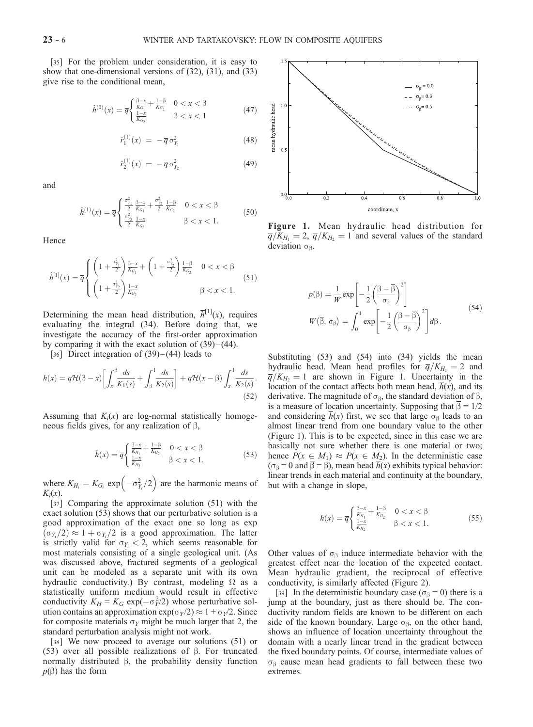[35] For the problem under consideration, it is easy to show that one-dimensional versions of (32), (31), and (33) give rise to the conditional mean,

$$\hat{h}^{(0)}(x) = \overline{q}\begin{cases} \frac{\beta - x}{K_{G_1}} + \frac{1-\beta}{K_{G_2}} & 0 < x < \beta \\ \frac{1-x}{K_{G_2}} & \beta < x < 1 \end{cases} \tag{47}$$

$$\hat{r}_1^{(1)}(x) = -\overline{q}\,\sigma_{Y_1}^2 \tag{48}$$

$$\hat{r}_2^{(1)}(x) = -\overline{q}\,\sigma_{Y_2}^2 \tag{49}$$

and

$$\hat{h}^{(1)}(x) = \overline{q}\begin{cases} \frac{\sigma_{Y_1}^2}{2}\frac{\beta - x}{K_{G_1}} + \frac{\sigma_{Y_2}^2}{2}\frac{1-\beta}{K_{G_2}} & 0 < x < \beta \\ \frac{\sigma_{Y_2}^2}{2}\frac{1-x}{K_{G_2}} & \beta < x < 1. \end{cases} \tag{50}$$

Hence

$$\hat{h}^{[1]}(x) = \overline{q}\begin{cases} \left(1 + \frac{\sigma_{Y_1}^2}{2}\right)\frac{\beta - x}{K_{G_1}} + \left(1 + \frac{\sigma_{Y_2}^2}{2}\right)\frac{1-\beta}{K_{G_2}} & 0 < x < \beta \\ \left(1 + \frac{\sigma_{Y_2}^2}{2}\right)\frac{1-x}{K_{G_2}} & \beta < x < 1. \end{cases} \tag{51}$$

Determining the mean head distribution, $\overline{h}^{[1]}(x)$, requires evaluating the integral (34). Before doing that, we investigate the accuracy of the first-order approximation by comparing it with the exact solution of (39)–(44).

[36] Direct integration of (39)–(44) leads to

$$h(x) = q\mathcal{H}(\beta - x)\left[\int_x^\beta \frac{ds}{K_1(s)} + \int_\beta^1 \frac{ds}{K_2(s)}\right] + q\mathcal{H}(x-\beta)\int_x^1 \frac{ds}{K_2(s)}. \tag{52}$$

Assuming that $K_i(x)$ are log-normal statistically homogeneous fields gives, for any realization of $\beta$,

$$\hat{h}(x) = \overline{q}\begin{cases} \frac{\beta - x}{K_{H_1}} + \frac{1-\beta}{K_{H_2}} & 0 < x < \beta \\ \frac{1-x}{K_{H_2}} & \beta < x < 1. \end{cases} \tag{53}$$

where $K_{H_i} = K_{G_i}\exp\left(-\sigma_{Y_i}^2/2\right)$ are the harmonic means of $K_i(x)$.

[37] Comparing the approximate solution (51) with the exact solution (53) shows that our perturbative solution is a good approximation of the exact one so long as $\exp(\sigma_{Y_i}/2) \approx 1 + \sigma_{Y_i}/2$ is a good approximation. The latter is strictly valid for $\sigma_{Y_i} < 2$, which seems reasonable for most materials consisting of a single geological unit. (As was discussed above, fractured segments of a geological unit can be modeled as a separate unit with its own hydraulic conductivity.) By contrast, modeling $\Omega$ as a statistically uniform medium would result in effective conductivity $K_H = K_G\exp(-\sigma_Y^2/2)$ whose perturbative solution contains an approximation $\exp(\sigma_Y/2) \approx 1 + \sigma_Y/2$. Since for composite materials $\sigma_Y$ might be much larger that 2, the standard perturbation analysis might not work.

[38] We now proceed to average our solutions (51) or (53) over all possible realizations of $\beta$. For truncated normally distributed $\beta$, the probability density function $p(\beta)$ has the form

$$p(\beta) = \frac{1}{W}\exp\left[-\frac{1}{2}\left(\frac{\beta - \overline{\beta}}{\sigma_\beta}\right)^2\right]$$
$$W\left(\overline{\beta}, \sigma_\beta\right) = \int_0^1 \exp\left[-\frac{1}{2}\left(\frac{\beta - \overline{\beta}}{\sigma_\beta}\right)^2\right]d\beta. \tag{54}$$

**Figure 1.** Mean hydraulic head distribution for $\overline{q}/K_{H_1} = 2$, $\overline{q}/K_{H_2} = 1$ and several values of the standard deviation $\sigma_\beta$.

Substituting (53) and (54) into (34) yields the mean hydraulic head. Mean head profiles for $\overline{q}/K_{H_1} = 2$ and $\overline{q}/K_{H_2} = 1$ are shown in Figure 1. Uncertainty in the location of the contact affects both mean head, $\overline{h}(x)$, and its derivative. The magnitude of $\sigma_\beta$, the standard deviation of $\beta$, is a measure of location uncertainty. Supposing that $\overline{\beta} = 1/2$ and considering $\overline{h}(x)$ first, we see that large $\sigma_\beta$ leads to an almost linear trend from one boundary value to the other (Figure 1). This is to be expected, since in this case we are basically not sure whether there is one material or two; hence $P(x \in M_1) \approx P(x \in M_2)$. In the deterministic case ($\sigma_\beta = 0$ and $\overline{\beta} = \beta$), mean head $\overline{h}(x)$ exhibits typical behavior: linear trends in each material and continuity at the boundary, but with a change in slope,

$$\overline{h}(x) = \overline{q}\begin{cases} \frac{\beta - x}{K_{H_1}} + \frac{1-\beta}{K_{H_2}} & 0 < x < \beta \\ \frac{1-x}{K_{H_2}} & \beta < x < 1. \end{cases} \tag{55}$$

Other values of $\sigma_\beta$ induce intermediate behavior with the greatest effect near the location of the expected contact. Mean hydraulic gradient, the reciprocal of effective conductivity, is similarly affected (Figure 2).

[39] In the deterministic boundary case ($\sigma_\beta = 0$) there is a jump at the boundary, just as there should be. The conductivity random fields are known to be different on each side of the known boundary. Large $\sigma_\beta$, on the other hand, shows an influence of location uncertainty throughout the domain with a nearly linear trend in the gradient between the fixed boundary points. Of course, intermediate values of $\sigma_\beta$ cause mean head gradients to fall between these two extremes.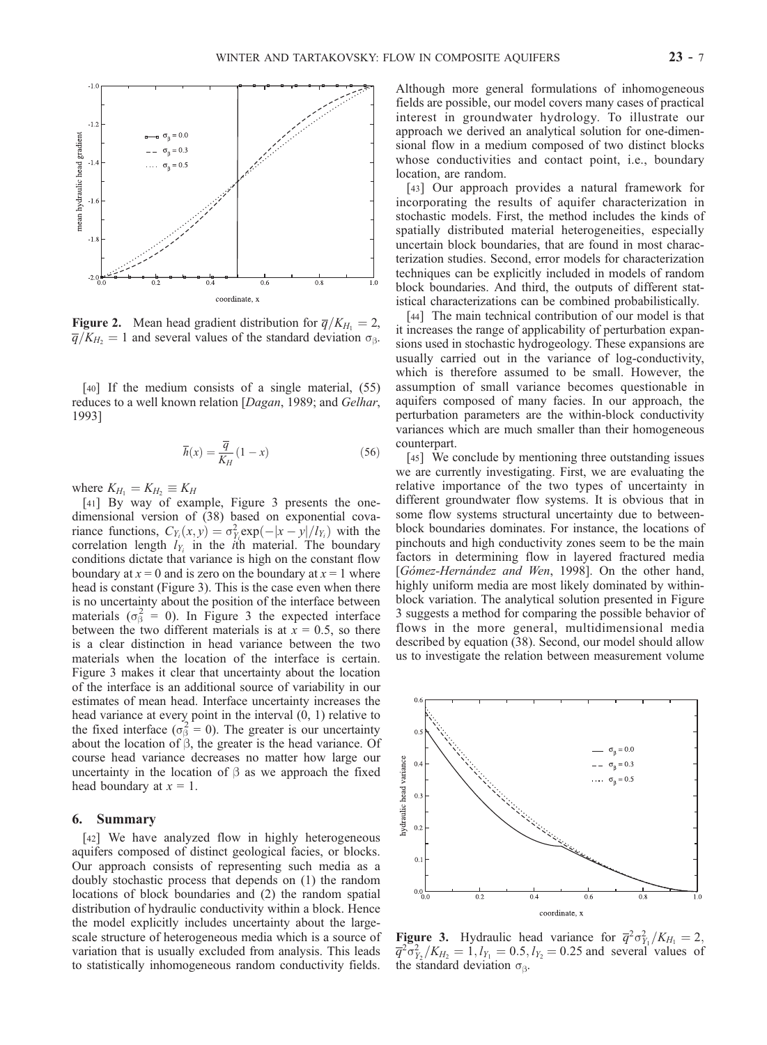**Figure 2.** Mean head gradient distribution for $\overline{q}/K_{H_1} = 2$, $\overline{q}/K_{H_2} = 1$ and several values of the standard deviation $\sigma_\beta$.

[40] If the medium consists of a single material, (55) reduces to a well known relation [*Dagan*, 1989; and *Gelhar*, 1993]

$$\overline{h}(x) = \frac{\overline{q}}{K_H}(1 - x) \tag{56}$$

where $K_{H_1} = K_{H_2} \equiv K_H$

[41] By way of example, Figure 3 presents the one-dimensional version of (38) based on exponential covariance functions, $C_{Y_i}(x, y) = \sigma^2_{Y_i}\exp(-|x - y|/l_{Y_i})$ with the correlation length $l_{Y_i}$ in the $i$th material. The boundary conditions dictate that variance is high on the constant flow boundary at $x = 0$ and is zero on the boundary at $x = 1$ where head is constant (Figure 3). This is the case even when there is no uncertainty about the position of the interface between materials ($\sigma^2_\beta = 0$). In Figure 3 the expected interface between the two different materials is at $x = 0.5$, so there is a clear distinction in head variance between the two materials when the location of the interface is certain. Figure 3 makes it clear that uncertainty about the location of the interface is an additional source of variability in our estimates of mean head. Interface uncertainty increases the head variance at every point in the interval (0, 1) relative to the fixed interface ($\sigma^2_\beta = 0$). The greater is our uncertainty about the location of $\beta$, the greater is the head variance. Of course head variance decreases no matter how large our uncertainty in the location of $\beta$ as we approach the fixed head boundary at $x = 1$.

## 6. Summary

[42] We have analyzed flow in highly heterogeneous aquifers composed of distinct geological facies, or blocks. Our approach consists of representing such media as a doubly stochastic process that depends on (1) the random locations of block boundaries and (2) the random spatial distribution of hydraulic conductivity within a block. Hence the model explicitly includes uncertainty about the large-scale structure of heterogeneous media which is a source of variation that is usually excluded from analysis. This leads to statistically inhomogeneous random conductivity fields. Although more general formulations of inhomogeneous fields are possible, our model covers many cases of practical interest in groundwater hydrology. To illustrate our approach we derived an analytical solution for one-dimensional flow in a medium composed of two distinct blocks whose conductivities and contact point, i.e., boundary location, are random.

[43] Our approach provides a natural framework for incorporating the results of aquifer characterization in stochastic models. First, the method includes the kinds of spatially distributed material heterogeneities, especially uncertain block boundaries, that are found in most characterization studies. Second, error models for characterization techniques can be explicitly included in models of random block boundaries. And third, the outputs of different statistical characterizations can be combined probabilistically.

[44] The main technical contribution of our model is that it increases the range of applicability of perturbation expansions used in stochastic hydrogeology. These expansions are usually carried out in the variance of log-conductivity, which is therefore assumed to be small. However, the assumption of small variance becomes questionable in aquifers composed of many facies. In our approach, the perturbation parameters are the within-block conductivity variances which are much smaller than their homogeneous counterpart.

[45] We conclude by mentioning three outstanding issues we are currently investigating. First, we are evaluating the relative importance of the two types of uncertainty in different groundwater flow systems. It is obvious that in some flow systems structural uncertainty due to between-block boundaries dominates. For instance, the locations of pinchouts and high conductivity zones seem to be the main factors in determining flow in layered fractured media [*Gómez-Hernández and Wen*, 1998]. On the other hand, highly uniform media are most likely dominated by within-block variation. The analytical solution presented in Figure 3 suggests a method for comparing the possible behavior of flows in the more general, multidimensional media described by equation (38). Second, our model should allow us to investigate the relation between measurement volume

**Figure 3.** Hydraulic head variance for $\overline{q}^2\sigma^2_{Y_1}/K_{H_1} = 2$, $\overline{q}^2\sigma^2_{Y_2}/K_{H_2} = 1, l_{Y_1} = 0.5, l_{Y_2} = 0.25$ and several values of the standard deviation $\sigma_\beta$.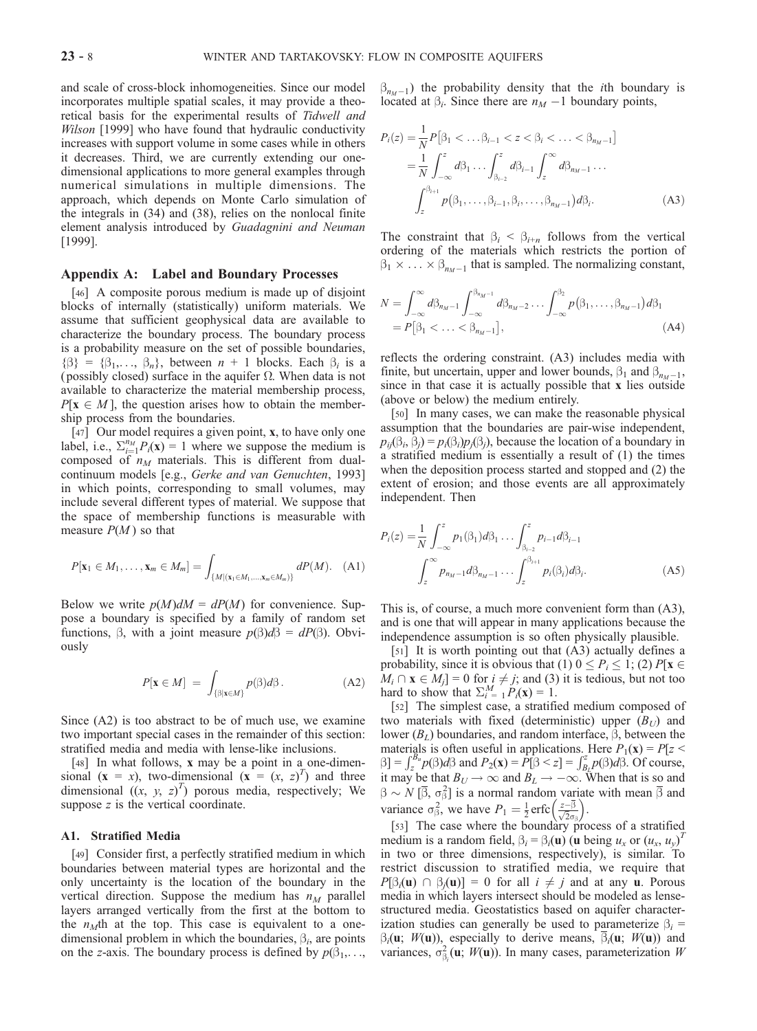and scale of cross-block inhomogeneities. Since our model incorporates multiple spatial scales, it may provide a theoretical basis for the experimental results of *Tidwell and Wilson* [1999] who have found that hydraulic conductivity increases with support volume in some cases while in others it decreases. Third, we are currently extending our one-dimensional applications to more general examples through numerical simulations in multiple dimensions. The approach, which depends on Monte Carlo simulation of the integrals in (34) and (38), relies on the nonlocal finite element analysis introduced by *Guadagnini and Neuman* [1999].

## Appendix A: Label and Boundary Processes

[46] A composite porous medium is made up of disjoint blocks of internally (statistically) uniform materials. We assume that sufficient geophysical data are available to characterize the boundary process. The boundary process is a probability measure on the set of possible boundaries, $\{\beta\} = \{\beta_1, \ldots, \beta_n\}$, between $n + 1$ blocks. Each $\beta_i$ is a (possibly closed) surface in the aquifer $\Omega$. When data is not available to characterize the material membership process, $P[\mathbf{x} \in M]$, the question arises how to obtain the membership process from the boundaries.

[47] Our model requires a given point, $\mathbf{x}$, to have only one label, i.e., $\Sigma_{i=1}^{n_M} P_i(\mathbf{x}) = 1$ where we suppose the medium is composed of $n_M$ materials. This is different from dual-continuum models [e.g., *Gerke and van Genuchten*, 1993] in which points, corresponding to small volumes, may include several different types of material. We suppose that the space of membership functions is measurable with measure $P(M)$ so that

$$P[\mathbf{x}_1 \in M_1, \ldots, \mathbf{x}_m \in M_m] = \int_{\{M|(\mathbf{x}_1 \in M_1, \ldots, \mathbf{x}_m \in M_m)\}} dP(M). \quad \text{(A1)}$$

Below we write $p(M)dM = dP(M)$ for convenience. Suppose a boundary is specified by a family of random set functions, $\beta$, with a joint measure $p(\beta)d\beta = dP(\beta)$. Obviously

$$P[\mathbf{x} \in M] = \int_{\{\beta|\mathbf{x} \in M\}} p(\beta)d\beta. \quad \text{(A2)}$$

Since (A2) is too abstract to be of much use, we examine two important special cases in the remainder of this section: stratified media and media with lense-like inclusions.

[48] In what follows, $\mathbf{x}$ may be a point in a one-dimensional ($\mathbf{x} = x$), two-dimensional ($\mathbf{x} = (x, z)^T$) and three dimensional ($(x, y, z)^T$) porous media, respectively; We suppose $z$ is the vertical coordinate.

### A1. Stratified Media

[49] Consider first, a perfectly stratified medium in which boundaries between material types are horizontal and the only uncertainty is the location of the boundary in the vertical direction. Suppose the medium has $n_M$ parallel layers arranged vertically from the first at the bottom to the $n_M$th at the top. This case is equivalent to a one-dimensional problem in which the boundaries, $\beta_i$, are points on the $z$-axis. The boundary process is defined by $p(\beta_1, \ldots, \beta_{n_M-1})$ the probability density that the $i$th boundary is located at $\beta_i$. Since there are $n_M - 1$ boundary points,

$$\begin{aligned} P_i(z) &= \frac{1}{N} P\left[\beta_1 < \ldots \beta_{i-1} < z < \beta_i < \ldots < \beta_{n_M-1}\right] \\ &= \frac{1}{N} \int_{-\infty}^{z} d\beta_1 \ldots \int_{\beta_{i-2}}^{z} d\beta_{i-1} \int_{z}^{\infty} d\beta_{n_M-1} \ldots \\ &\quad \int_{z}^{\beta_{i+1}} p(\beta_1, \ldots, \beta_{i-1}, \beta_i, \ldots, \beta_{n_M-1}) d\beta_i. \end{aligned} \quad \text{(A3)}$$

The constraint that $\beta_i < \beta_{i+n}$ follows from the vertical ordering of the materials which restricts the portion of $\beta_1 \times \ldots \times \beta_{n_M-1}$ that is sampled. The normalizing constant,

$$\begin{aligned} N &= \int_{-\infty}^{\infty} d\beta_{n_M-1} \int_{-\infty}^{\beta_{n_M-1}} d\beta_{n_M-2} \ldots \int_{-\infty}^{\beta_2} p(\beta_1, \ldots, \beta_{n_M-1}) d\beta_1 \\ &= P\left[\beta_1 < \ldots < \beta_{n_M-1}\right], \end{aligned} \quad \text{(A4)}$$

reflects the ordering constraint. (A3) includes media with finite, but uncertain, upper and lower bounds, $\beta_1$ and $\beta_{n_M-1}$, since in that case it is actually possible that $\mathbf{x}$ lies outside (above or below) the medium entirely.

[50] In many cases, we can make the reasonable physical assumption that the boundaries are pair-wise independent, $p_{ij}(\beta_i, \beta_j) = p_i(\beta_i)p_j(\beta_j)$, because the location of a boundary in a stratified medium is essentially a result of (1) the times when the deposition process started and stopped and (2) the extent of erosion; and those events are all approximately independent. Then

$$\begin{aligned} P_i(z) &= \frac{1}{N} \int_{-\infty}^{z} p_1(\beta_1)d\beta_1 \ldots \int_{\beta_{i-2}}^{z} p_{i-1}d\beta_{i-1} \\ &\quad \int_{z}^{\infty} p_{n_M-1}d\beta_{n_M-1} \ldots \int_{z}^{\beta_{i+1}} p_i(\beta_i)d\beta_i. \end{aligned} \quad \text{(A5)}$$

This is, of course, a much more convenient form than (A3), and is one that will appear in many applications because the independence assumption is so often physically plausible.

[51] It is worth pointing out that (A3) actually defines a probability, since it is obvious that (1) $0 \le P_i \le 1$; (2) $P[\mathbf{x} \in M_i \cap \mathbf{x} \in M_j] = 0$ for $i \ne j$; and (3) it is tedious, but not too hard to show that $\Sigma_{i=1}^{M} P_i(\mathbf{x}) = 1$.

[52] The simplest case, a stratified medium composed of two materials with fixed (deterministic) upper ($B_U$) and lower ($B_L$) boundaries, and random interface, $\beta$, between the materials is often useful in applications. Here $P_1(\mathbf{x}) = P[z < \beta] = \int_z^{B_u} p(\beta)d\beta$ and $P_2(\mathbf{x}) = P[\beta < z] = \int_{B_L}^{z} p(\beta)d\beta$. Of course, it may be that $B_U \to \infty$ and $B_L \to -\infty$. When that is so and $\beta \sim N[\bar{\beta}, \sigma_\beta^2]$ is a normal random variate with mean $\bar{\beta}$ and variance $\sigma_\beta^2$, we have $P_1 = \frac{1}{2}\text{erfc}\left(\frac{z - \bar{\beta}}{\sqrt{2}\sigma_\beta}\right)$.

[53] The case where the boundary process of a stratified medium is a random field, $\beta_i = \beta_i(\mathbf{u})$ ($\mathbf{u}$ being $u_x$ or $(u_x, u_y)^T$ in two or three dimensions, respectively), is similar. To restrict discussion to stratified media, we require that $P[\beta_i(\mathbf{u}) \cap \beta_j(\mathbf{u})] = 0$ for all $i \ne j$ and at any $\mathbf{u}$. Porous media in which layers intersect should be modeled as lense-structured media. Geostatistics based on aquifer characterization studies can generally be used to parameterize $\beta_i = \beta_i(\mathbf{u};\ W(\mathbf{u}))$, especially to derive means, $\bar{\beta}_i(\mathbf{u};\ W(\mathbf{u}))$ and variances, $\sigma_{\beta_i}^2(\mathbf{u};\ W(\mathbf{u}))$. In many cases, parameterization $W$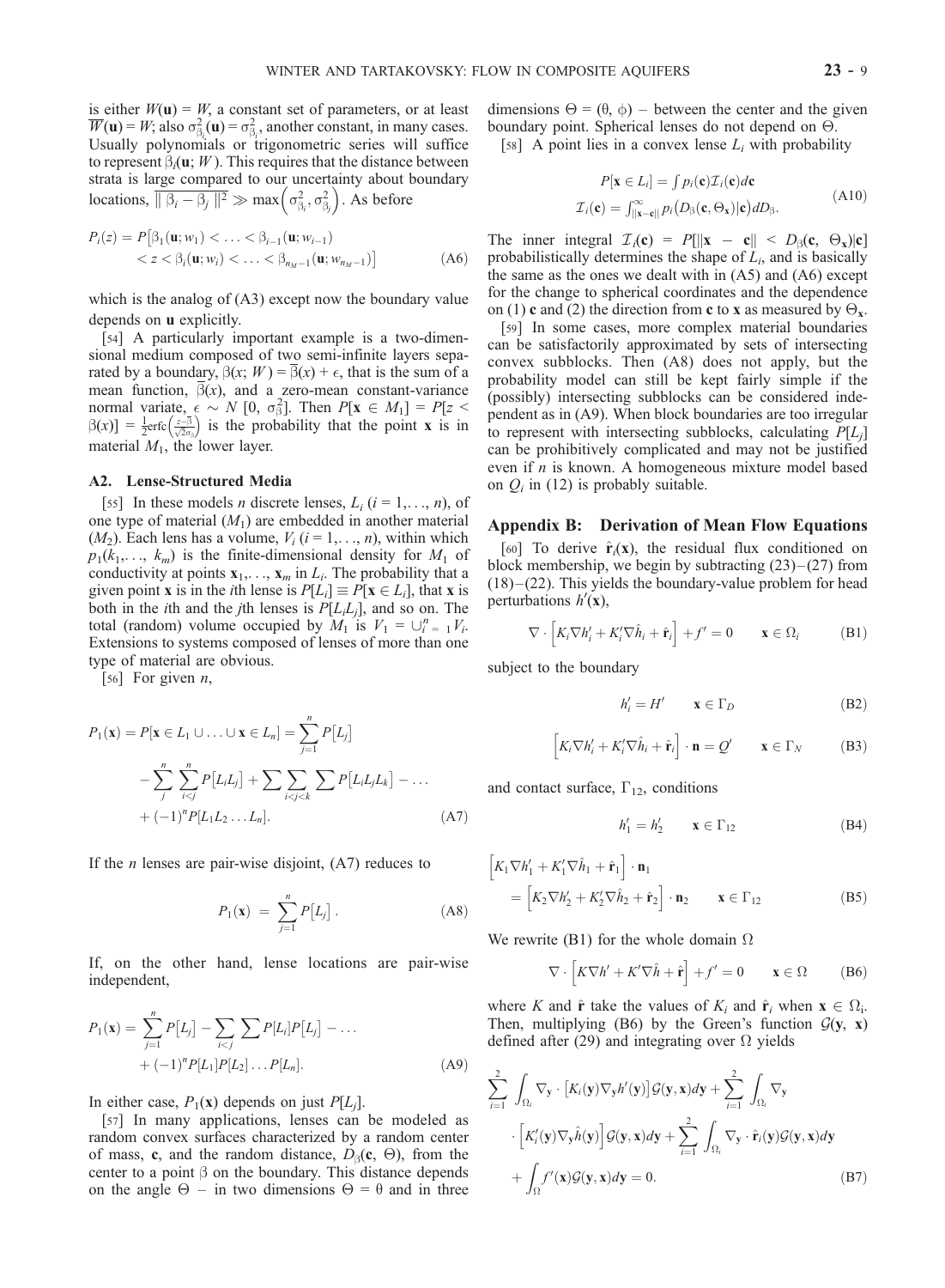is either $W(\mathbf{u}) = W$, a constant set of parameters, or at least $\overline{W}(\mathbf{u}) = W$; also $\sigma^2_{\beta_i}(\mathbf{u}) = \sigma^2_{\beta_i}$, another constant, in many cases. Usually polynomials or trigonometric series will suffice to represent $\beta_i(\mathbf{u}; W)$. This requires that the distance between strata is large compared to our uncertainty about boundary locations, $\overline{\| \beta_i - \beta_j \|^2} \gg \max\left(\sigma^2_{\beta_i}, \sigma^2_{\beta_j}\right)$. As before

$$
\begin{aligned}
P_i(z) = P\big[\beta_1(\mathbf{u}; w_1) < \ldots < \beta_{i-1}(\mathbf{u}; w_{i-1}) \\
< z < \beta_i(\mathbf{u}; w_i) < \ldots < \beta_{n_M - 1}(\mathbf{u}; w_{n_M - 1})\big]
\end{aligned}
\tag{A6}
$$

which is the analog of (A3) except now the boundary value depends on $\mathbf{u}$ explicitly.

[54] A particularly important example is a two-dimensional medium composed of two semi-infinite layers separated by a boundary, $\beta(x; W) = \overline{\beta}(x) + \epsilon$, that is the sum of a mean function, $\overline{\beta}(x)$, and a zero-mean constant-variance normal variate, $\epsilon \sim N\,[0, \sigma^2_\beta]$. Then $P[\mathbf{x} \in M_1] = P[z < \beta(x)] = \frac{1}{2}\mathrm{erfc}\left(\frac{z - \overline{\beta}}{\sqrt{2}\sigma_\beta}\right)$ is the probability that the point $\mathbf{x}$ is in material $M_1$, the lower layer.

### A2. Lense-Structured Media

[55] In these models $n$ discrete lenses, $L_i$ $(i = 1, \ldots, n)$, of one type of material ($M_1$) are embedded in another material ($M_2$). Each lens has a volume, $V_i$ $(i = 1, \ldots, n)$, within which $p_1(k_1, \ldots, k_m)$ is the finite-dimensional density for $M_1$ of conductivity at points $\mathbf{x}_1, \ldots, \mathbf{x}_m$ in $L_i$. The probability that a given point $\mathbf{x}$ is in the $i$th lense is $P[L_i] \equiv P[\mathbf{x} \in L_i]$, that $\mathbf{x}$ is both in the $i$th and the $j$th lenses is $P[L_i L_j]$, and so on. The total (random) volume occupied by $M_1$ is $V_1 = \cup_{i=1}^n V_i$. Extensions to systems composed of lenses of more than one type of material are obvious.

[56] For given $n$,

$$
\begin{aligned}
P_1(\mathbf{x}) = P[\mathbf{x} \in L_1 \cup \ldots \cup \mathbf{x} \in L_n] = \sum_{j=1}^{n} P\big[L_j\big] \\
- \sum_{j}^{n} \sum_{i<j}^{n} P\big[L_i L_j\big] + \sum \sum_{i<j<k} \sum P\big[L_i L_j L_k\big] - \ldots \\
+ (-1)^n P[L_1 L_2 \ldots L_n].
\end{aligned}
\tag{A7}
$$

If the $n$ lenses are pair-wise disjoint, (A7) reduces to

$$
P_1(\mathbf{x}) = \sum_{j=1}^{n} P\big[L_j\big]. \tag{A8}
$$

If, on the other hand, lense locations are pair-wise independent,

$$
\begin{aligned}
P_1(\mathbf{x}) = \sum_{j=1}^{n} P\big[L_j\big] - \sum_{i<j} \sum P[L_i] P\big[L_j\big] - \ldots \\
+ (-1)^n P[L_1] P[L_2] \ldots P[L_n].
\end{aligned}
\tag{A9}
$$

In either case, $P_1(\mathbf{x})$ depends on just $P[L_j]$.

[57] In many applications, lenses can be modeled as random convex surfaces characterized by a random center of mass, $\mathbf{c}$, and the random distance, $D_\beta(\mathbf{c}, \Theta)$, from the center to a point $\beta$ on the boundary. This distance depends on the angle $\Theta$ – in two dimensions $\Theta = \theta$ and in three dimensions $\Theta = (\theta, \phi)$ – between the center and the given boundary point. Spherical lenses do not depend on $\Theta$.

[58] A point lies in a convex lense $L_i$ with probability

$$
\begin{aligned}
P[\mathbf{x} \in L_i] = \int p_i(\mathbf{c}) \mathcal{I}_i(\mathbf{c}) d\mathbf{c} \\
\mathcal{I}_i(\mathbf{c}) = \int_{\|\mathbf{x}-\mathbf{c}\|}^{\infty} p_i\big(D_\beta(\mathbf{c}, \Theta_\mathbf{x}) \big| \mathbf{c}\big) dD_\beta.
\end{aligned}
\tag{A10}
$$

The inner integral $\mathcal{I}_i(\mathbf{c}) = P[\|\mathbf{x} - \mathbf{c}\| < D_\beta(\mathbf{c}, \Theta_\mathbf{x}) | \mathbf{c}]$ probabilistically determines the shape of $L_i$, and is basically the same as the ones we dealt with in (A5) and (A6) except for the change to spherical coordinates and the dependence on (1) $\mathbf{c}$ and (2) the direction from $\mathbf{c}$ to $\mathbf{x}$ as measured by $\Theta_\mathbf{x}$.

[59] In some cases, more complex material boundaries can be satisfactorily approximated by sets of intersecting convex subblocks. Then (A8) does not apply, but the probability model can still be kept fairly simple if the (possibly) intersecting subblocks can be considered independent as in (A9). When block boundaries are too irregular to represent with intersecting subblocks, calculating $P[L_j]$ can be prohibitively complicated and may not be justified even if $n$ is known. A homogeneous mixture model based on $Q_i$ in (12) is probably suitable.

## Appendix B: Derivation of Mean Flow Equations

[60] To derive $\hat{\mathbf{r}}_i(\mathbf{x})$, the residual flux conditioned on block membership, we begin by subtracting (23)–(27) from (18)–(22). This yields the boundary-value problem for head perturbations $h'(\mathbf{x})$,

$$
\nabla \cdot \left[K_i \nabla h'_i + K'_i \nabla \hat{h}_i + \hat{\mathbf{r}}_i\right] + f' = 0 \qquad \mathbf{x} \in \Omega_i \tag{B1}
$$

subject to the boundary

$$
h'_i = H' \qquad \mathbf{x} \in \Gamma_D \tag{B2}
$$

$$
\left[K_i \nabla h'_i + K'_i \nabla \hat{h}_i + \hat{\mathbf{r}}_i\right] \cdot \mathbf{n} = Q' \qquad \mathbf{x} \in \Gamma_N \tag{B3}
$$

and contact surface, $\Gamma_{12}$, conditions

$$
h'_1 = h'_2 \qquad \mathbf{x} \in \Gamma_{12} \tag{B4}
$$

$$
\begin{aligned}
\left[K_1 \nabla h'_1 + K'_1 \nabla \hat{h}_1 + \hat{\mathbf{r}}_1\right] \cdot \mathbf{n}_1 \\
= \left[K_2 \nabla h'_2 + K'_2 \nabla \hat{h}_2 + \hat{\mathbf{r}}_2\right] \cdot \mathbf{n}_2 \qquad \mathbf{x} \in \Gamma_{12}
\end{aligned}
\tag{B5}
$$

We rewrite (B1) for the whole domain $\Omega$

$$
\nabla \cdot \left[K \nabla h' + K' \nabla \hat{h} + \hat{\mathbf{r}}\right] + f' = 0 \qquad \mathbf{x} \in \Omega \tag{B6}
$$

where $K$ and $\hat{\mathbf{r}}$ take the values of $K_i$ and $\hat{\mathbf{r}}_i$ when $\mathbf{x} \in \Omega_i$. Then, multiplying (B6) by the Green's function $\mathcal{G}(\mathbf{y}, \mathbf{x})$ defined after (29) and integrating over $\Omega$ yields

$$
\begin{aligned}
\sum_{i=1}^{2} \int_{\Omega_i} \nabla_\mathbf{y} \cdot \left[K_i(\mathbf{y}) \nabla_\mathbf{y} h'(\mathbf{y})\right] \mathcal{G}(\mathbf{y}, \mathbf{x}) d\mathbf{y} + \sum_{i=1}^{2} \int_{\Omega_i} \nabla_\mathbf{y} \\
\cdot \left[K'_i(\mathbf{y}) \nabla_\mathbf{y} \hat{h}(\mathbf{y})\right] \mathcal{G}(\mathbf{y}, \mathbf{x}) d\mathbf{y} + \sum_{i=1}^{2} \int_{\Omega_i} \nabla_\mathbf{y} \cdot \hat{\mathbf{r}}_i(\mathbf{y}) \mathcal{G}(\mathbf{y}, \mathbf{x}) d\mathbf{y} \\
+ \int_{\Omega} f'(\mathbf{x}) \mathcal{G}(\mathbf{y}, \mathbf{x}) d\mathbf{y} = 0.
\end{aligned}
\tag{B7}
$$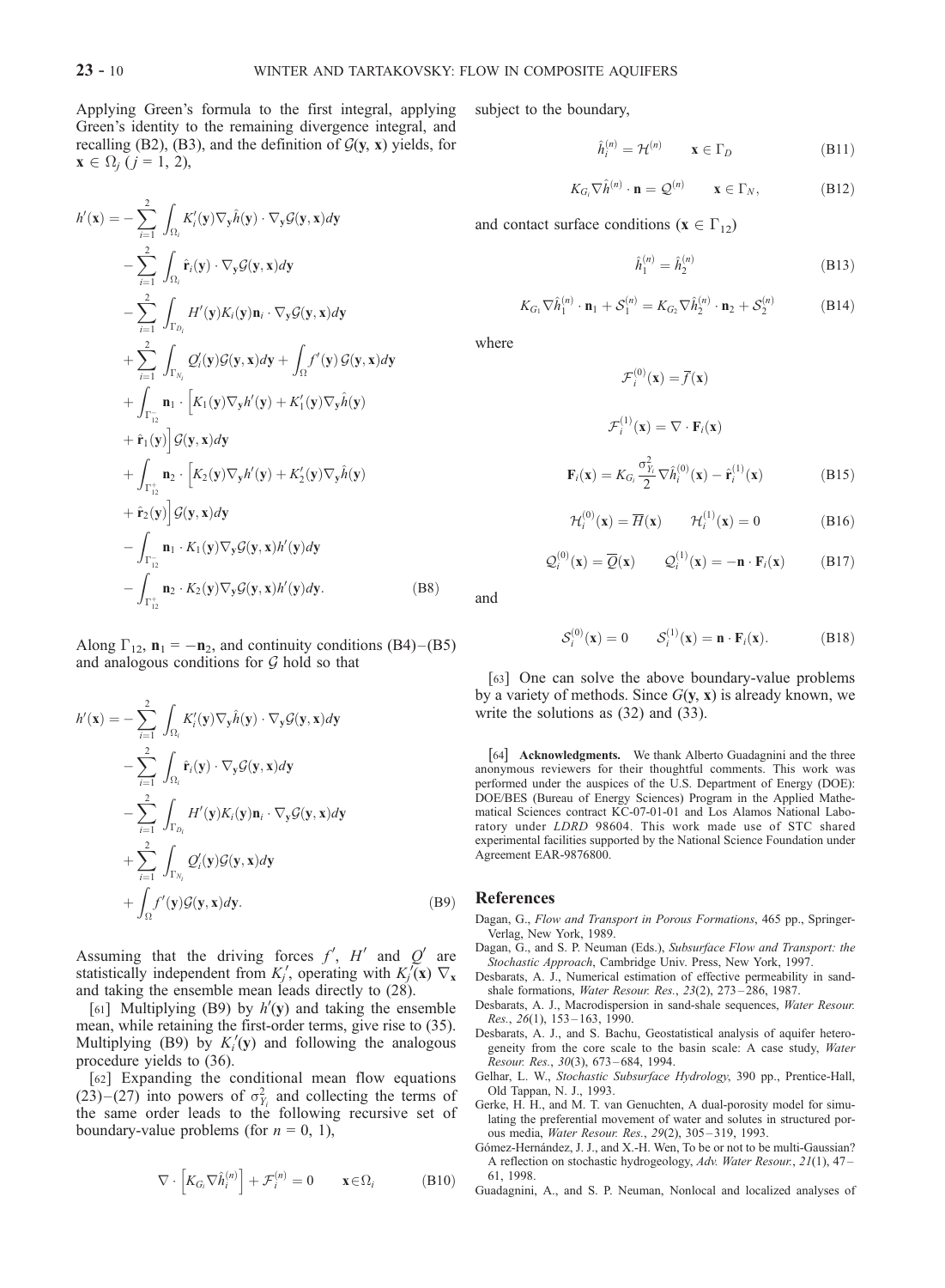Applying Green's formula to the first integral, applying Green's identity to the remaining divergence integral, and recalling (B2), (B3), and the definition of $\mathcal{G}(\mathbf{y}, \mathbf{x})$ yields, for $\mathbf{x} \in \Omega_j$ $(j = 1, 2)$,

$$
\begin{aligned}
h'(\mathbf{x}) = & -\sum_{i=1}^{2} \int_{\Omega_i} K_i'(\mathbf{y}) \nabla_\mathbf{y} \hat{h}(\mathbf{y}) \cdot \nabla_\mathbf{y} \mathcal{G}(\mathbf{y}, \mathbf{x}) d\mathbf{y} \\
& - \sum_{i=1}^{2} \int_{\Omega_i} \hat{\mathbf{r}}_i(\mathbf{y}) \cdot \nabla_\mathbf{y} \mathcal{G}(\mathbf{y}, \mathbf{x}) d\mathbf{y} \\
& - \sum_{i=1}^{2} \int_{\Gamma_{D_i}} H'(\mathbf{y}) K_i(\mathbf{y}) \mathbf{n}_i \cdot \nabla_\mathbf{y} \mathcal{G}(\mathbf{y}, \mathbf{x}) d\mathbf{y} \\
& + \sum_{i=1}^{2} \int_{\Gamma_{N_i}} Q_i'(\mathbf{y}) \mathcal{G}(\mathbf{y}, \mathbf{x}) d\mathbf{y} + \int_{\Omega} f'(\mathbf{y}) \, \mathcal{G}(\mathbf{y}, \mathbf{x}) d\mathbf{y} \\
& + \int_{\Gamma_{12}^-} \mathbf{n}_1 \cdot \Big[ K_1(\mathbf{y}) \nabla_\mathbf{y} h'(\mathbf{y}) + K_1'(\mathbf{y}) \nabla_\mathbf{y} \hat{h}(\mathbf{y}) \\
& + \hat{\mathbf{r}}_1(\mathbf{y}) \Big] \mathcal{G}(\mathbf{y}, \mathbf{x}) d\mathbf{y} \\
& + \int_{\Gamma_{12}^+} \mathbf{n}_2 \cdot \Big[ K_2(\mathbf{y}) \nabla_\mathbf{y} h'(\mathbf{y}) + K_2'(\mathbf{y}) \nabla_\mathbf{y} \hat{h}(\mathbf{y}) \\
& + \hat{\mathbf{r}}_2(\mathbf{y}) \Big] \mathcal{G}(\mathbf{y}, \mathbf{x}) d\mathbf{y} \\
& - \int_{\Gamma_{12}^-} \mathbf{n}_1 \cdot K_1(\mathbf{y}) \nabla_\mathbf{y} \mathcal{G}(\mathbf{y}, \mathbf{x}) h'(\mathbf{y}) d\mathbf{y} \\
& - \int_{\Gamma_{12}^+} \mathbf{n}_2 \cdot K_2(\mathbf{y}) \nabla_\mathbf{y} \mathcal{G}(\mathbf{y}, \mathbf{x}) h'(\mathbf{y}) d\mathbf{y}. \qquad \text{(B8)}
\end{aligned}
$$

Along $\Gamma_{12}$, $\mathbf{n}_1 = -\mathbf{n}_2$, and continuity conditions (B4)–(B5) and analogous conditions for $\mathcal{G}$ hold so that

$$
\begin{aligned}
h'(\mathbf{x}) = & -\sum_{i=1}^{2} \int_{\Omega_i} K_i'(\mathbf{y}) \nabla_\mathbf{y} \hat{h}(\mathbf{y}) \cdot \nabla_\mathbf{y} \mathcal{G}(\mathbf{y}, \mathbf{x}) d\mathbf{y} \\
& - \sum_{i=1}^{2} \int_{\Omega_i} \hat{\mathbf{r}}_i(\mathbf{y}) \cdot \nabla_\mathbf{y} \mathcal{G}(\mathbf{y}, \mathbf{x}) d\mathbf{y} \\
& - \sum_{i=1}^{2} \int_{\Gamma_{D_i}} H'(\mathbf{y}) K_i(\mathbf{y}) \mathbf{n}_i \cdot \nabla_\mathbf{y} \mathcal{G}(\mathbf{y}, \mathbf{x}) d\mathbf{y} \\
& + \sum_{i=1}^{2} \int_{\Gamma_{N_i}} Q_i'(\mathbf{y}) \mathcal{G}(\mathbf{y}, \mathbf{x}) d\mathbf{y} \\
& + \int_{\Omega} f'(\mathbf{y}) \mathcal{G}(\mathbf{y}, \mathbf{x}) d\mathbf{y}. \qquad \text{(B9)}
\end{aligned}
$$

Assuming that the driving forces $f'$, $H'$ and $Q'$ are statistically independent from $K_j'$, operating with $K_j'(\mathbf{x}) \nabla_\mathbf{x}$ and taking the ensemble mean leads directly to (28).

[61] Multiplying (B9) by $h'(\mathbf{y})$ and taking the ensemble mean, while retaining the first-order terms, give rise to (35). Multiplying (B9) by $K_i'(\mathbf{y})$ and following the analogous procedure yields to (36).

[62] Expanding the conditional mean flow equations (23)–(27) into powers of $\sigma_{Y_i}^2$ and collecting the terms of the same order leads to the following recursive set of boundary-value problems (for $n = 0, 1$),

$$
\nabla \cdot \left[ K_{G_i} \nabla \hat{h}_i^{(n)} \right] + \mathcal{F}_i^{(n)} = 0 \qquad \mathbf{x} \in \Omega_i \qquad \text{(B10)}
$$

subject to the boundary,

$$
\hat{h}_i^{(n)} = \mathcal{H}^{(n)} \qquad \mathbf{x} \in \Gamma_D \qquad \text{(B11)}
$$

$$
K_{G_i} \nabla \hat{h}^{(n)} \cdot \mathbf{n} = \mathcal{Q}^{(n)} \qquad \mathbf{x} \in \Gamma_N, \qquad \text{(B12)}
$$

and contact surface conditions ($\mathbf{x} \in \Gamma_{12}$)

$$
\hat{h}_1^{(n)} = \hat{h}_2^{(n)} \qquad \text{(B13)}
$$

$$
K_{G_1} \nabla \hat{h}_1^{(n)} \cdot \mathbf{n}_1 + \mathcal{S}_1^{(n)} = K_{G_2} \nabla \hat{h}_2^{(n)} \cdot \mathbf{n}_2 + \mathcal{S}_2^{(n)} \qquad \text{(B14)}
$$

where

$$
\mathcal{F}_i^{(0)}(\mathbf{x}) = \overline{f}(\mathbf{x})
$$

$$
\mathcal{F}_i^{(1)}(\mathbf{x}) = \nabla \cdot \mathbf{F}_i(\mathbf{x})
$$

$$
\mathbf{F}_i(\mathbf{x}) = K_{G_i} \frac{\sigma_{Y_i}^2}{2} \nabla \hat{h}_i^{(0)}(\mathbf{x}) - \hat{\mathbf{r}}_i^{(1)}(\mathbf{x}) \qquad \text{(B15)}
$$

$$
\mathcal{H}_i^{(0)}(\mathbf{x}) = \overline{H}(\mathbf{x}) \qquad \mathcal{H}_i^{(1)}(\mathbf{x}) = 0 \qquad \text{(B16)}
$$

$$
\mathcal{Q}_i^{(0)}(\mathbf{x}) = \overline{Q}(\mathbf{x}) \qquad \mathcal{Q}_i^{(1)}(\mathbf{x}) = -\mathbf{n} \cdot \mathbf{F}_i(\mathbf{x}) \qquad \text{(B17)}
$$

and

$$
\mathcal{S}_i^{(0)}(\mathbf{x}) = 0 \qquad \mathcal{S}_i^{(1)}(\mathbf{x}) = \mathbf{n} \cdot \mathbf{F}_i(\mathbf{x}). \qquad \text{(B18)}
$$

[63] One can solve the above boundary-value problems by a variety of methods. Since $G(\mathbf{y}, \mathbf{x})$ is already known, we write the solutions as (32) and (33).

[64] **Acknowledgments.** We thank Alberto Guadagnini and the three anonymous reviewers for their thoughtful comments. This work was performed under the auspices of the U.S. Department of Energy (DOE): DOE/BES (Bureau of Energy Sciences) Program in the Applied Mathematical Sciences contract KC-07-01-01 and Los Alamos National Laboratory under *LDRD* 98604. This work made use of STC shared experimental facilities supported by the National Science Foundation under Agreement EAR-9876800.

## References

Dagan, G., *Flow and Transport in Porous Formations*, 465 pp., Springer-Verlag, New York, 1989.

Dagan, G., and S. P. Neuman (Eds.), *Subsurface Flow and Transport: the Stochastic Approach*, Cambridge Univ. Press, New York, 1997.

Desbarats, A. J., Numerical estimation of effective permeability in sand-shale formations, *Water Resour. Res.*, *23*(2), 273–286, 1987.

Desbarats, A. J., Macrodispersion in sand-shale sequences, *Water Resour. Res.*, *26*(1), 153–163, 1990.

Desbarats, A. J., and S. Bachu, Geostatistical analysis of aquifer heterogeneity from the core scale to the basin scale: A case study, *Water Resour. Res.*, *30*(3), 673–684, 1994.

Gelhar, L. W., *Stochastic Subsurface Hydrology*, 390 pp., Prentice-Hall, Old Tappan, N. J., 1993.

Gerke, H. H., and M. T. van Genuchten, A dual-porosity model for simulating the preferential movement of water and solutes in structured porous media, *Water Resour. Res.*, *29*(2), 305–319, 1993.

Gómez-Hernández, J. J., and X.-H. Wen, To be or not to be multi-Gaussian? A reflection on stochastic hydrogeology, *Adv. Water Resour.*, *21*(1), 47–61, 1998.

Guadagnini, A., and S. P. Neuman, Nonlocal and localized analyses of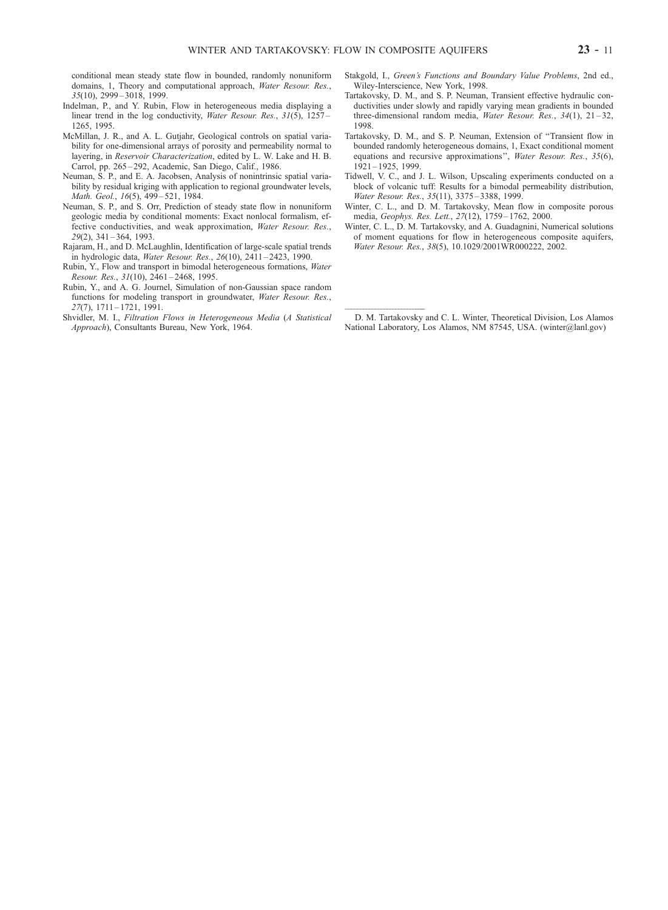conditional mean steady state flow in bounded, randomly nonuniform domains, 1, Theory and computational approach, *Water Resour. Res.*, *35*(10), 2999–3018, 1999.

Indelman, P., and Y. Rubin, Flow in heterogeneous media displaying a linear trend in the log conductivity, *Water Resour. Res.*, *31*(5), 1257–1265, 1995.

McMillan, J. R., and A. L. Gutjahr, Geological controls on spatial variability for one-dimensional arrays of porosity and permeability normal to layering, in *Reservoir Characterization*, edited by L. W. Lake and H. B. Carrol, pp. 265–292, Academic, San Diego, Calif., 1986.

Neuman, S. P., and E. A. Jacobsen, Analysis of nonintrinsic spatial variability by residual kriging with application to regional groundwater levels, *Math. Geol.*, *16*(5), 499–521, 1984.

Neuman, S. P., and S. Orr, Prediction of steady state flow in nonuniform geologic media by conditional moments: Exact nonlocal formalism, effective conductivities, and weak approximation, *Water Resour. Res.*, *29*(2), 341–364, 1993.

Rajaram, H., and D. McLaughlin, Identification of large-scale spatial trends in hydrologic data, *Water Resour. Res.*, *26*(10), 2411–2423, 1990.

Rubin, Y., Flow and transport in bimodal heterogeneous formations, *Water Resour. Res.*, *31*(10), 2461–2468, 1995.

Rubin, Y., and A. G. Journel, Simulation of non-Gaussian space random functions for modeling transport in groundwater, *Water Resour. Res.*, *27*(7), 1711–1721, 1991.

Shvidler, M. I., *Filtration Flows in Heterogeneous Media* (*A Statistical Approach*), Consultants Bureau, New York, 1964.

Stakgold, I., *Green's Functions and Boundary Value Problems*, 2nd ed., Wiley-Interscience, New York, 1998.

Tartakovsky, D. M., and S. P. Neuman, Transient effective hydraulic conductivities under slowly and rapidly varying mean gradients in bounded three-dimensional random media, *Water Resour. Res.*, *34*(1), 21–32, 1998.

Tartakovsky, D. M., and S. P. Neuman, Extension of "Transient flow in bounded randomly heterogeneous domains, 1, Exact conditional moment equations and recursive approximations", *Water Resour. Res.*, *35*(6), 1921–1925, 1999.

Tidwell, V. C., and J. L. Wilson, Upscaling experiments conducted on a block of volcanic tuff: Results for a bimodal permeability distribution, *Water Resour. Res.*, *35*(11), 3375–3388, 1999.

Winter, C. L., and D. M. Tartakovsky, Mean flow in composite porous media, *Geophys. Res. Lett.*, *27*(12), 1759–1762, 2000.

Winter, C. L., D. M. Tartakovsky, and A. Guadagnini, Numerical solutions of moment equations for flow in heterogeneous composite aquifers, *Water Resour. Res.*, *38*(5), 10.1029/2001WR000222, 2002.

---

D. M. Tartakovsky and C. L. Winter, Theoretical Division, Los Alamos National Laboratory, Los Alamos, NM 87545, USA. (winter@lanl.gov)